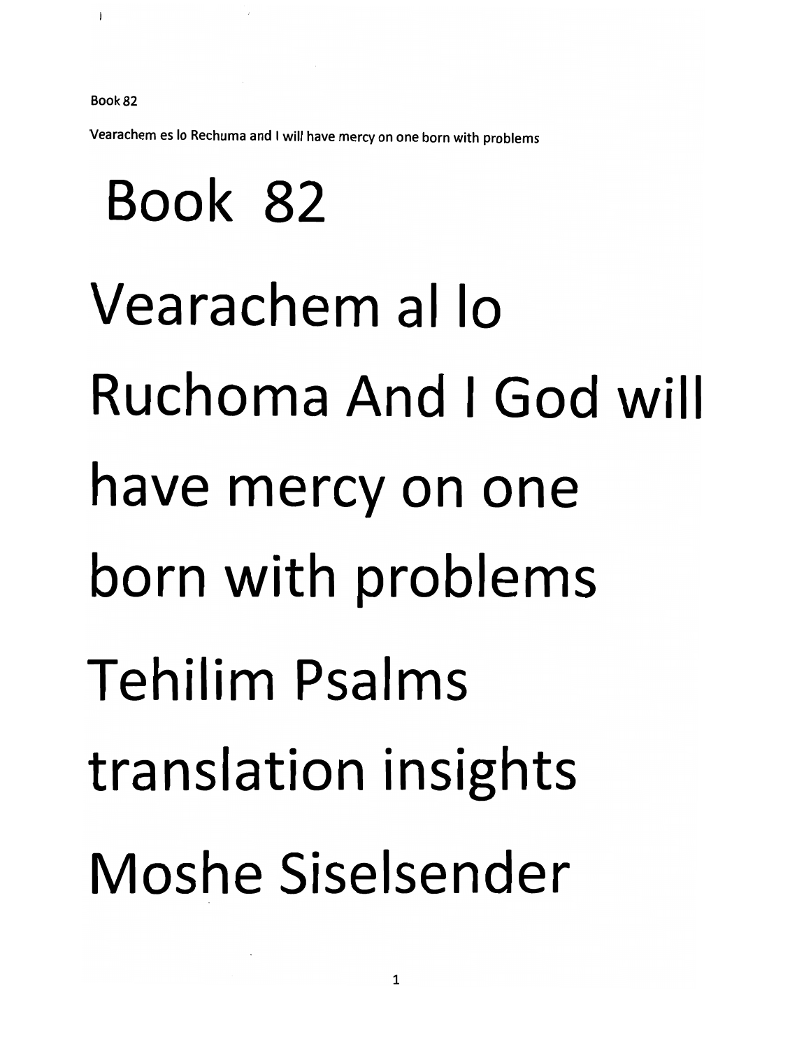Book 82

Vearachem es lo Rechuma and I will have mercy on one born with problems

# Book 82

# Vearachem al lo Ruchoma And I God will have mercy on one born with problems

# Tehilim Psalms translation insights

# Moshe Siselsender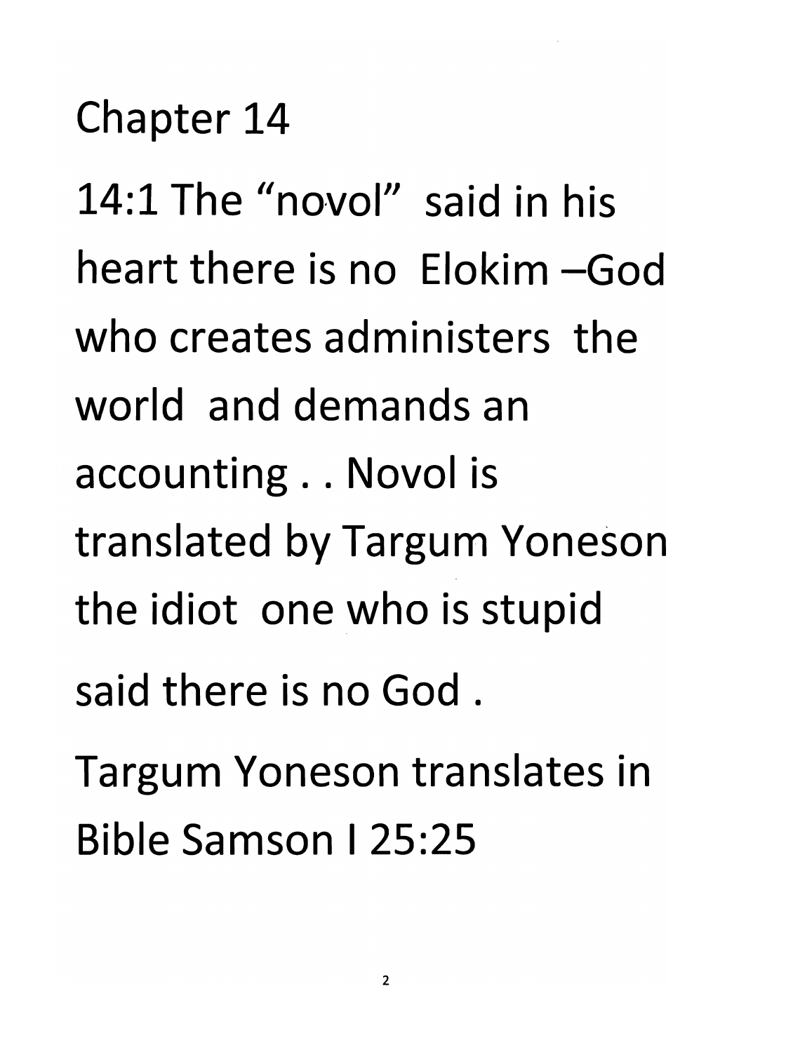# Chapter 14

14:1 The "novol" said in his heart there is no Elokim –God who creates administers the world and demands an accounting . . Novol is translated by Targum Yoneson the idiot one who is stupid said there is no God .

Targum Yoneson translates in Bible Samson I 25:25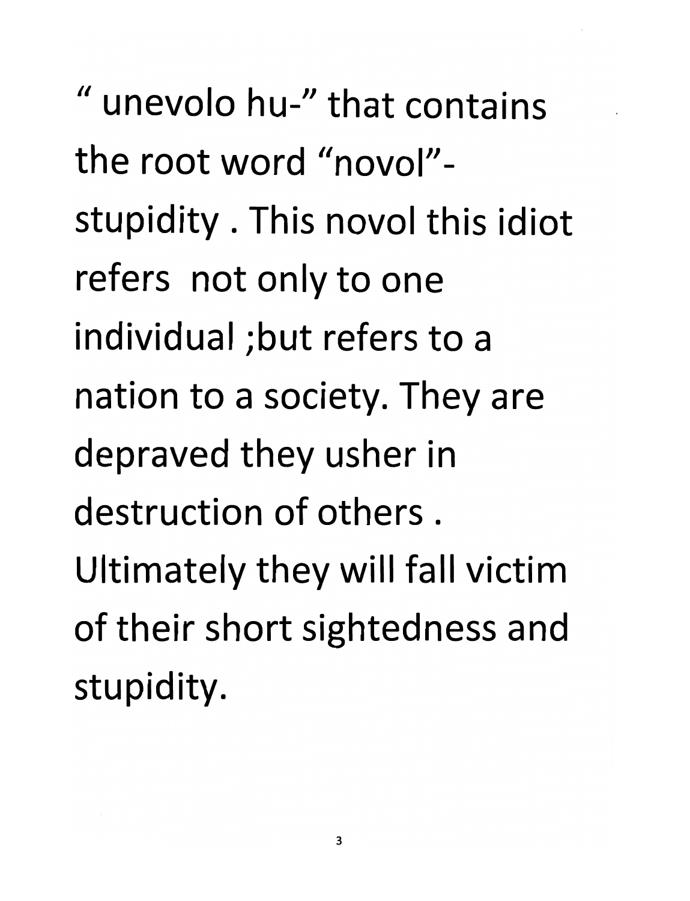" unevolo hu-" that contains the root word "novol"- stupidity . This novol this idiot refers not only to one individual ;but refers to a nation to a society. They are depraved they usher in destruction of others . Ultimately they will fall victim of their short sightedness and stupidity.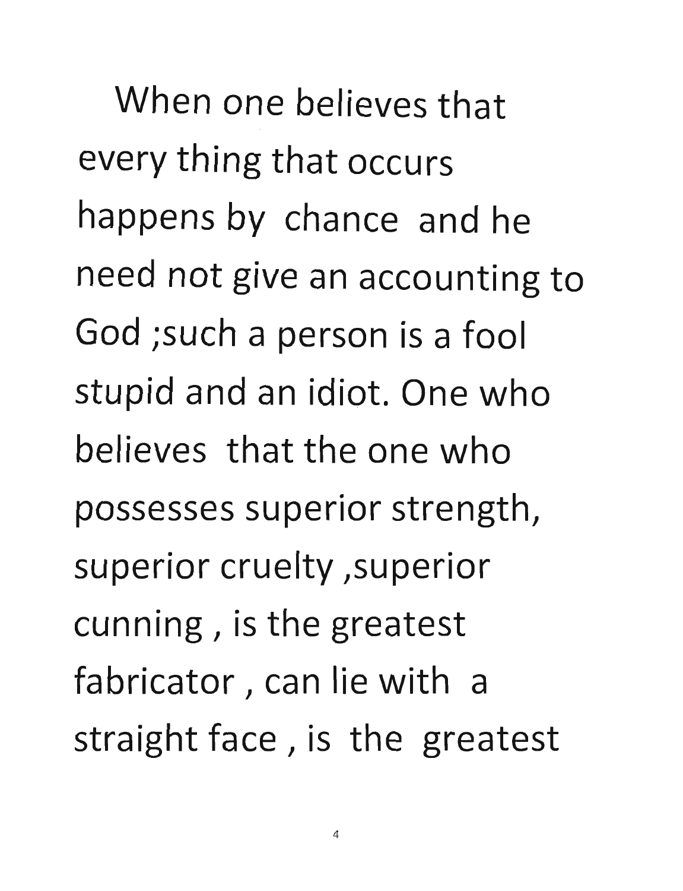When one believes that every thing that occurs happens by chance and he need not give an accounting to God ;such a person is a fool stupid and an idiot. One who believes that the one who possesses superior strength, superior cruelty ,superior cunning , is the greatest fabricator , can lie with a straight face , is the greatest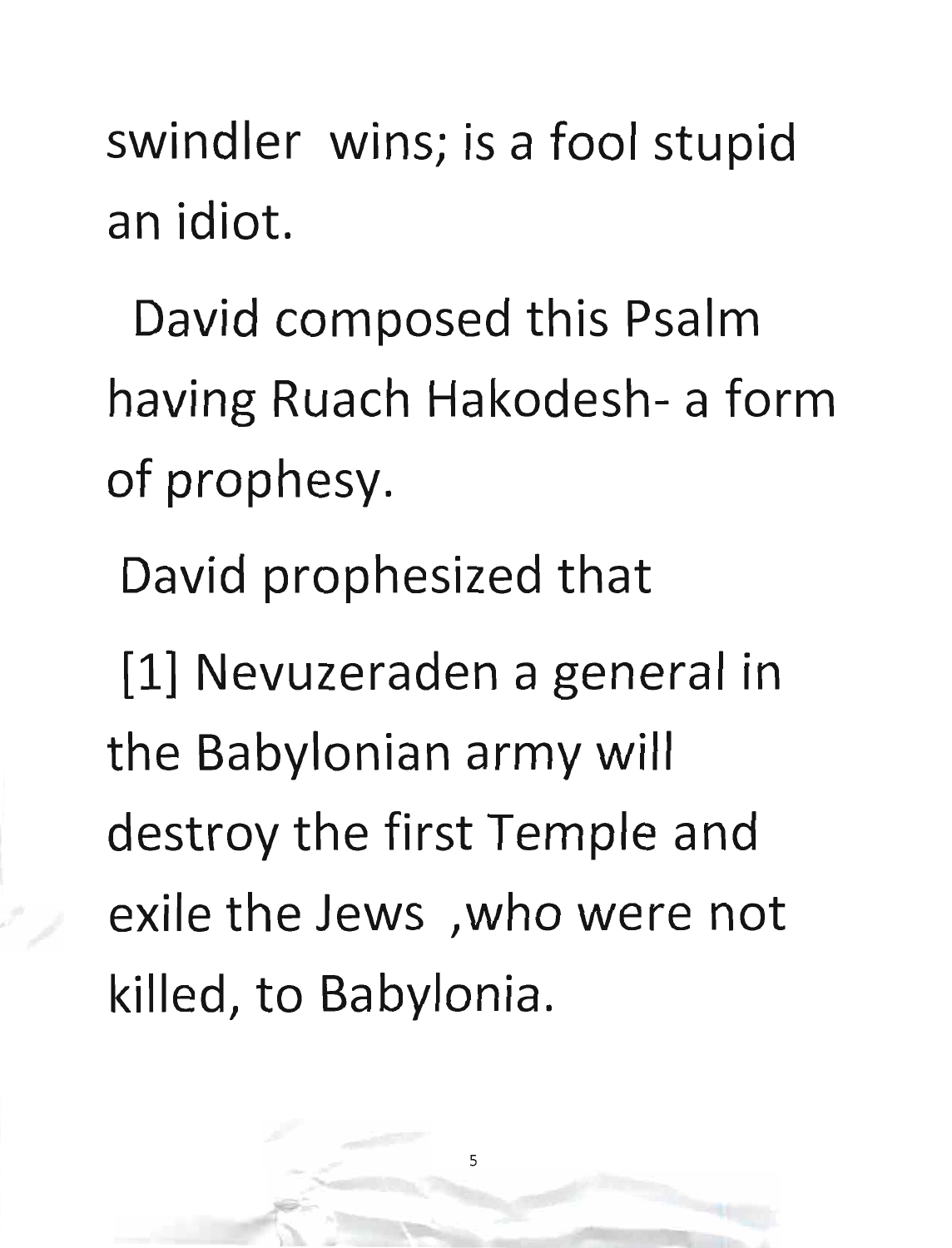swindler wins; is a fool stupid an idiot.

David composed this Psalm having Ruach Hakodesh- a form of prophesy.

David prophesized that

[1] Nevuzeraden a general in the Babylonian army will destroy the first Temple and exile the Jews ,who were not killed, to Babylonia.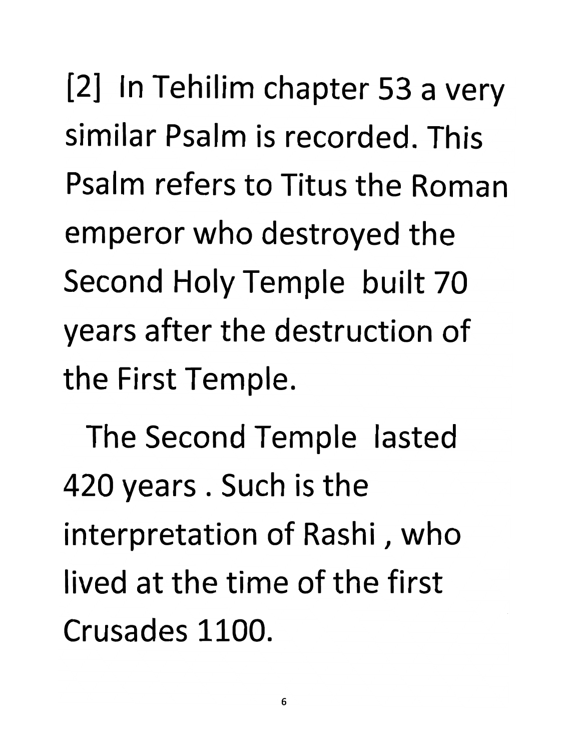[2] In Tehilim chapter 53 a very similar Psalm is recorded. This Psalm refers to Titus the Roman emperor who destroyed the Second Holy Temple built 70 years after the destruction of the First Temple.

The Second Temple lasted 420 years . Such is the interpretation of Rashi , who lived at the time of the first Crusades 1100.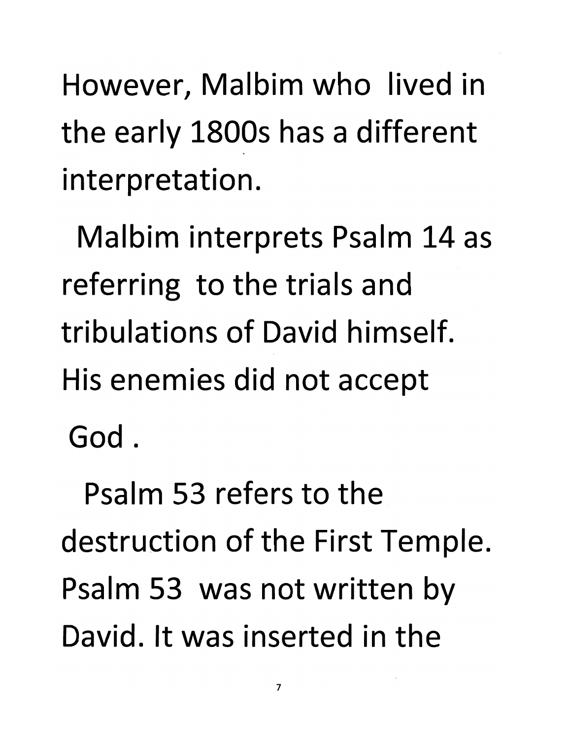However, Malbim who lived in the early 1800s has a different interpretation.

Malbim interprets Psalm 14 as referring to the trials and tribulations of David himself. His enemies did not accept God .

Psalm 53 refers to the destruction of the First Temple. Psalm 53 was not written by David. It was inserted in the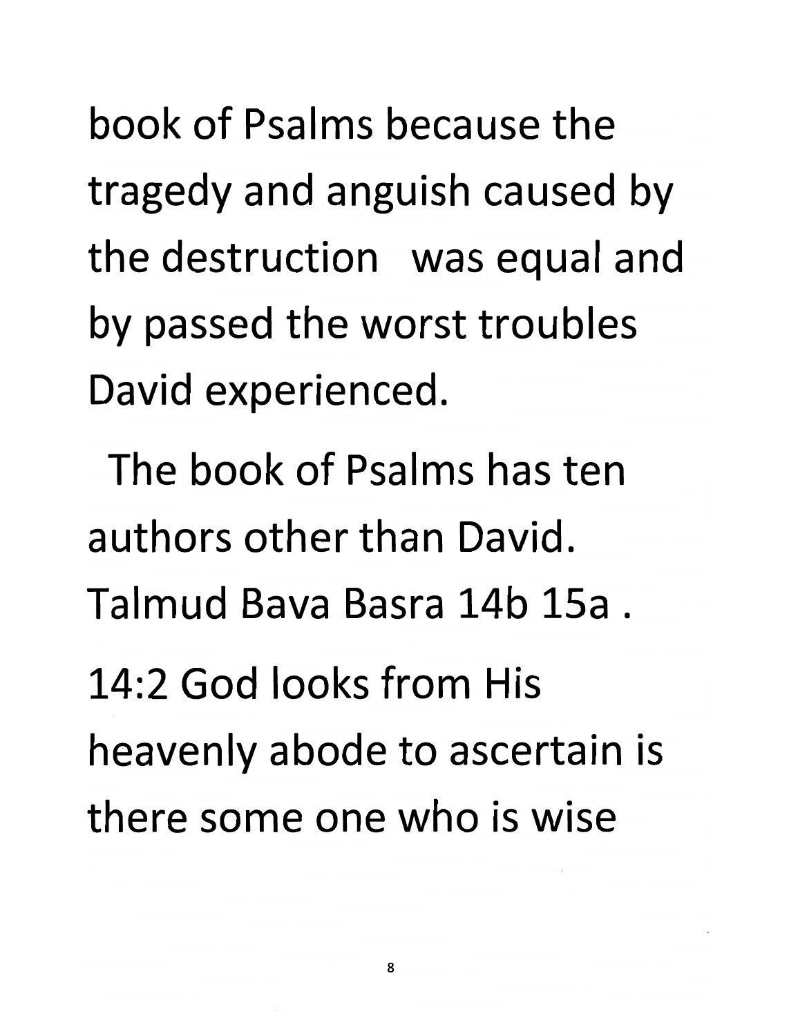book of Psalms because the tragedy and anguish caused by the destruction was equal and by passed the worst troubles David experienced.

The book of Psalms has ten authors other than David. Talmud Bava Basra 14b 15a .

14:2 God looks from His heavenly abode to ascertain is there some one who is wise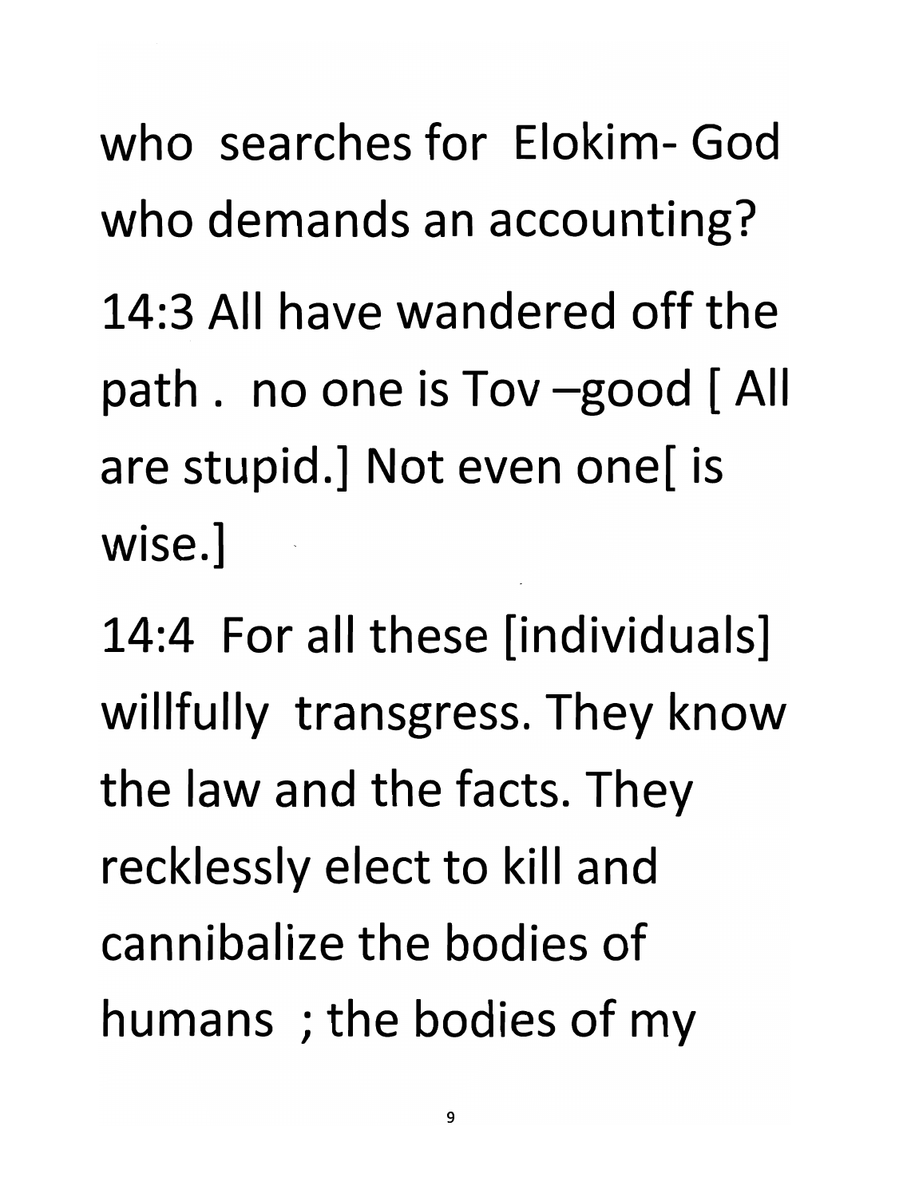who searches for Elokim- God who demands an accounting?

14:3 All have wandered off the path . no one is Tov –good [ All are stupid.] Not even one[ is wise.]

14:4 For all these [individuals] willfully transgress. They know the law and the facts. They recklessly elect to kill and cannibalize the bodies of humans ; the bodies of my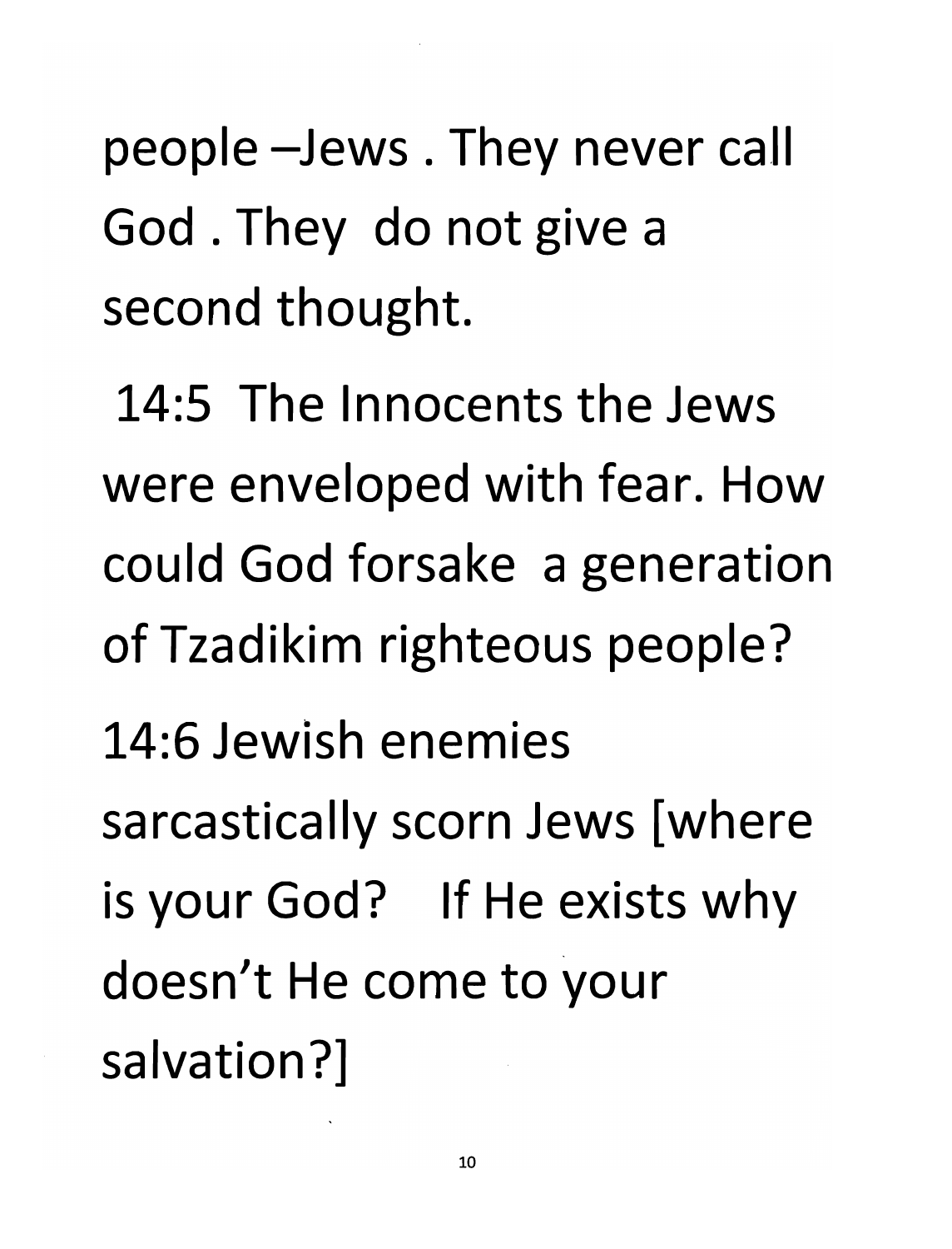people –Jews . They never call God . They do not give a second thought.

14:5 The Innocents the Jews were enveloped with fear. How could God forsake a generation of Tzadikim righteous people?

14:6 Jewish enemies sarcastically scorn Jews [where is your God? If He exists why doesn't He come to your salvation?]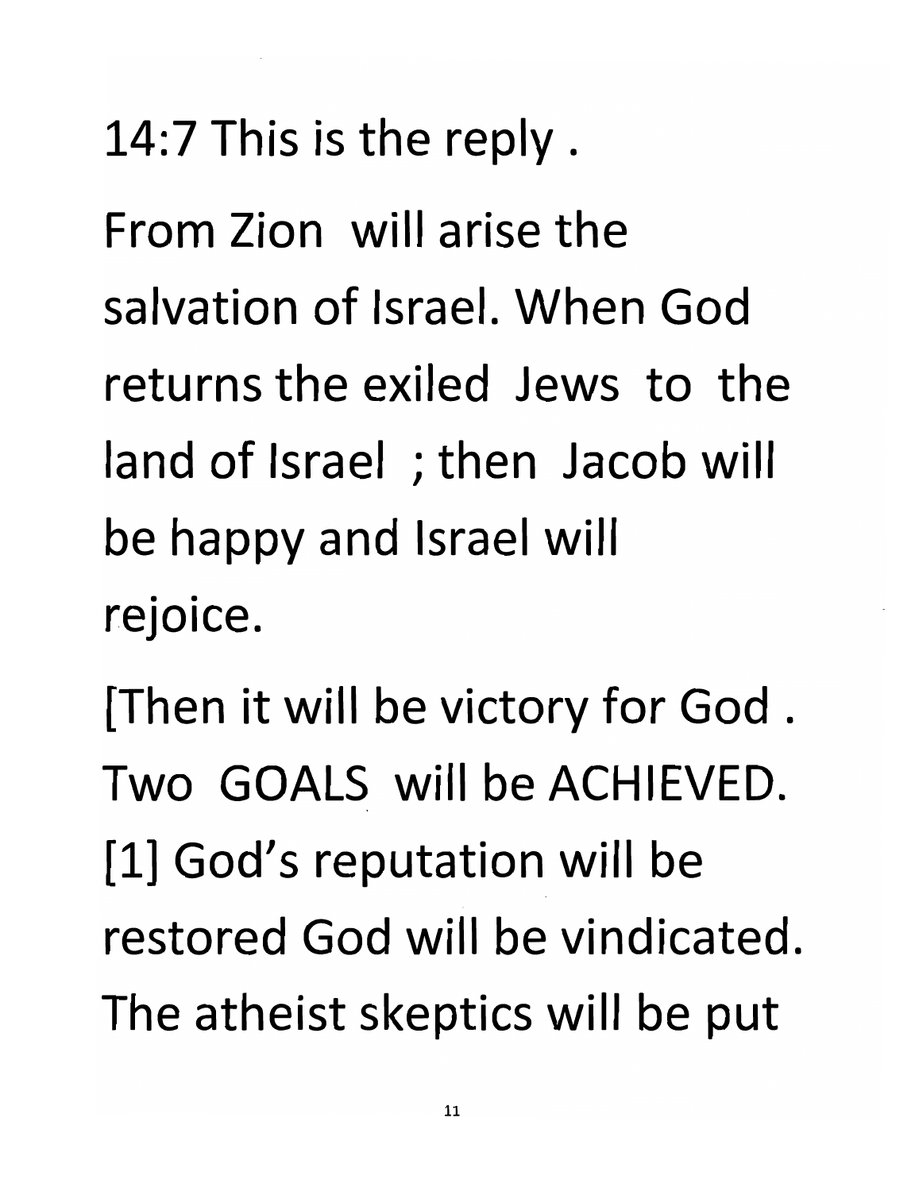14:7 This is the reply .

From Zion will arise the salvation of Israel. When God returns the exiled Jews to the land of Israel ; then Jacob will be happy and Israel will rejoice.

[Then it will be victory for God . Two GOALS will be ACHIEVED. [1] God's reputation will be restored God will be vindicated. The atheist skeptics will be put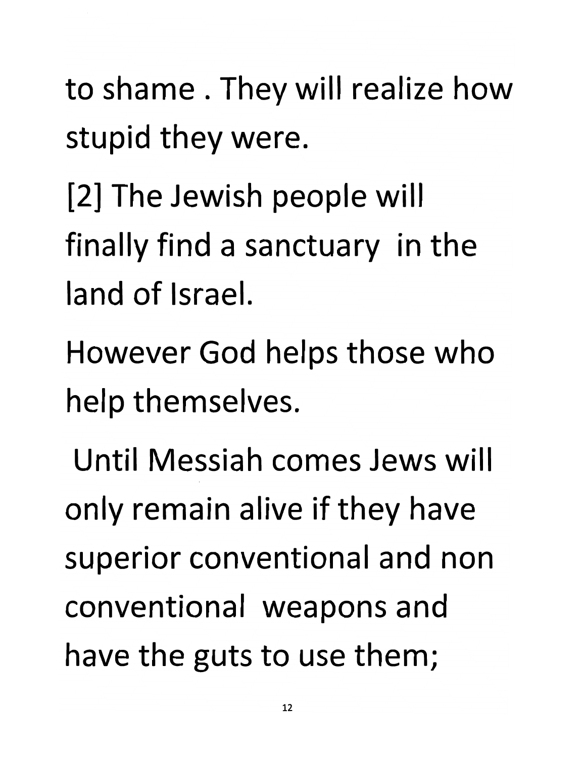to shame . They will realize how stupid they were.

[2] The Jewish people will finally find a sanctuary in the land of Israel.

However God helps those who help themselves.

Until Messiah comes Jews will only remain alive if they have superior conventional and non conventional weapons and have the guts to use them;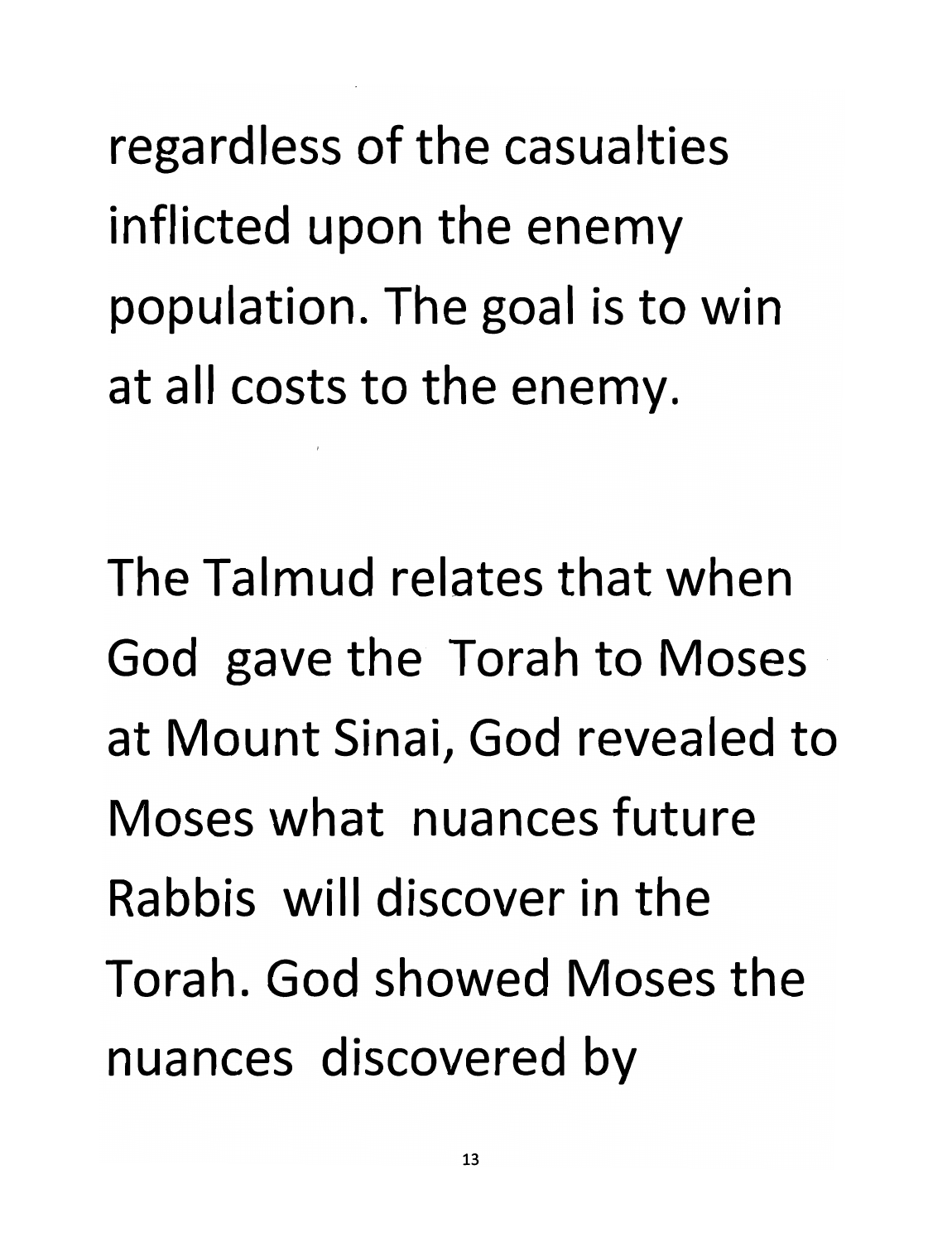regardless of the casualties inflicted upon the enemy population. The goal is to win at all costs to the enemy.

The Talmud relates that when God gave the Torah to Moses at Mount Sinai, God revealed to Moses what nuances future Rabbis will discover in the Torah. God showed Moses the nuances discovered by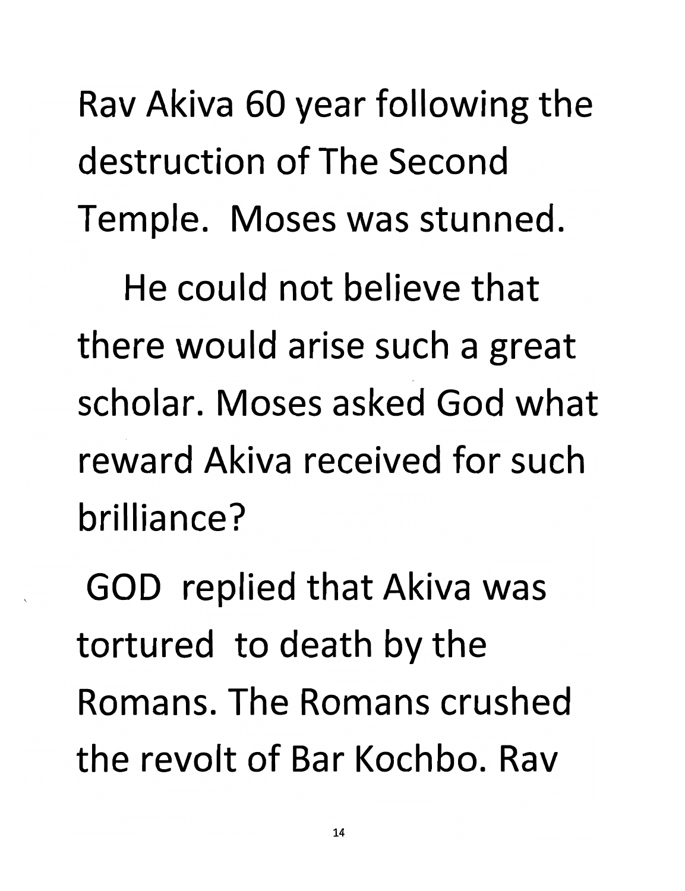Rav Akiva 60 year following the destruction of The Second Temple. Moses was stunned.

He could not believe that there would arise such a great scholar. Moses asked God what reward Akiva received for such brilliance?

GOD replied that Akiva was tortured to death by the Romans. The Romans crushed the revolt of Bar Kochbo. Rav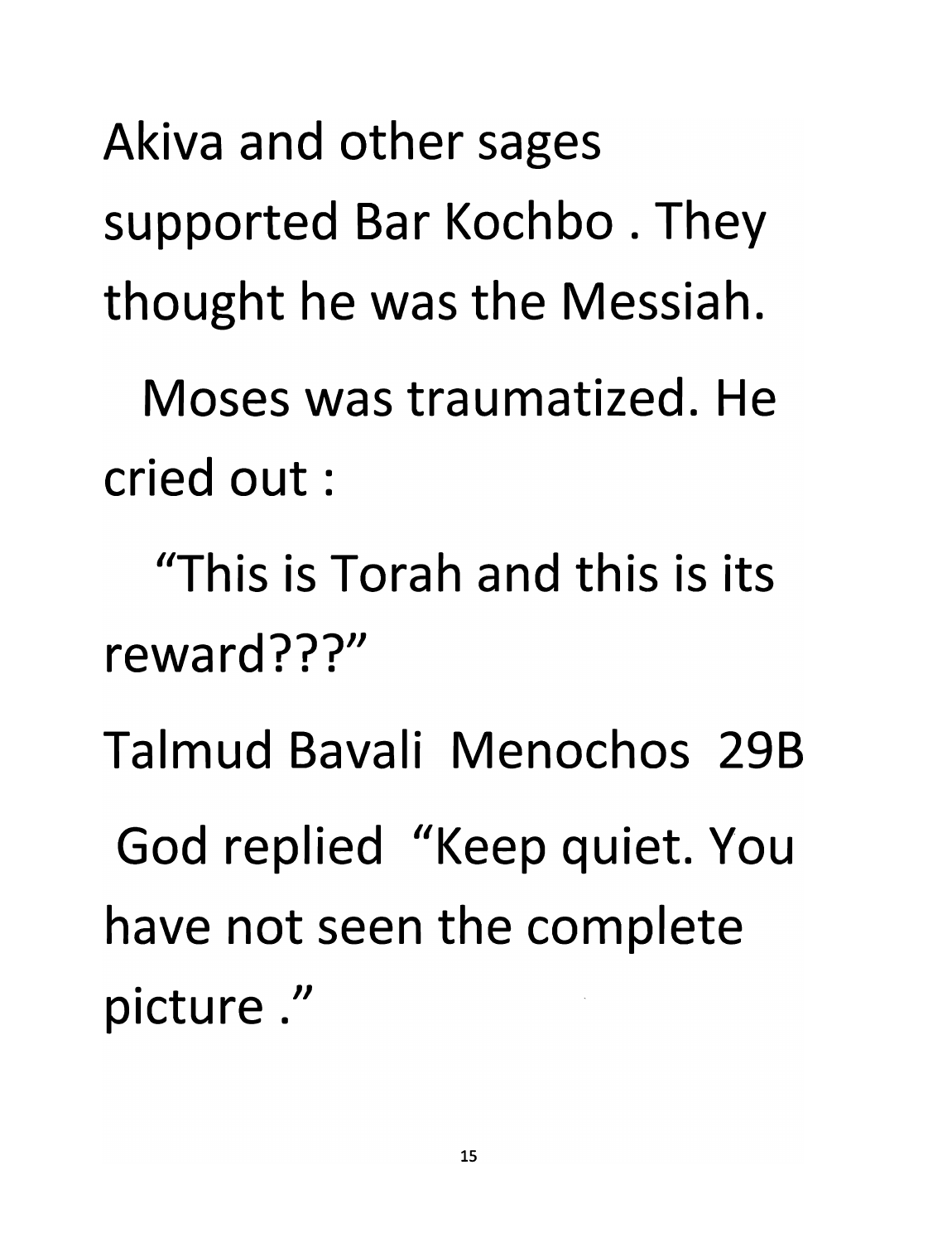Akiva and other sages supported Bar Kochbo . They thought he was the Messiah.

Moses was traumatized. He cried out :

"This is Torah and this is its reward???"

Talmud Bavali Menochos 29B

God replied "Keep quiet. You have not seen the complete picture ."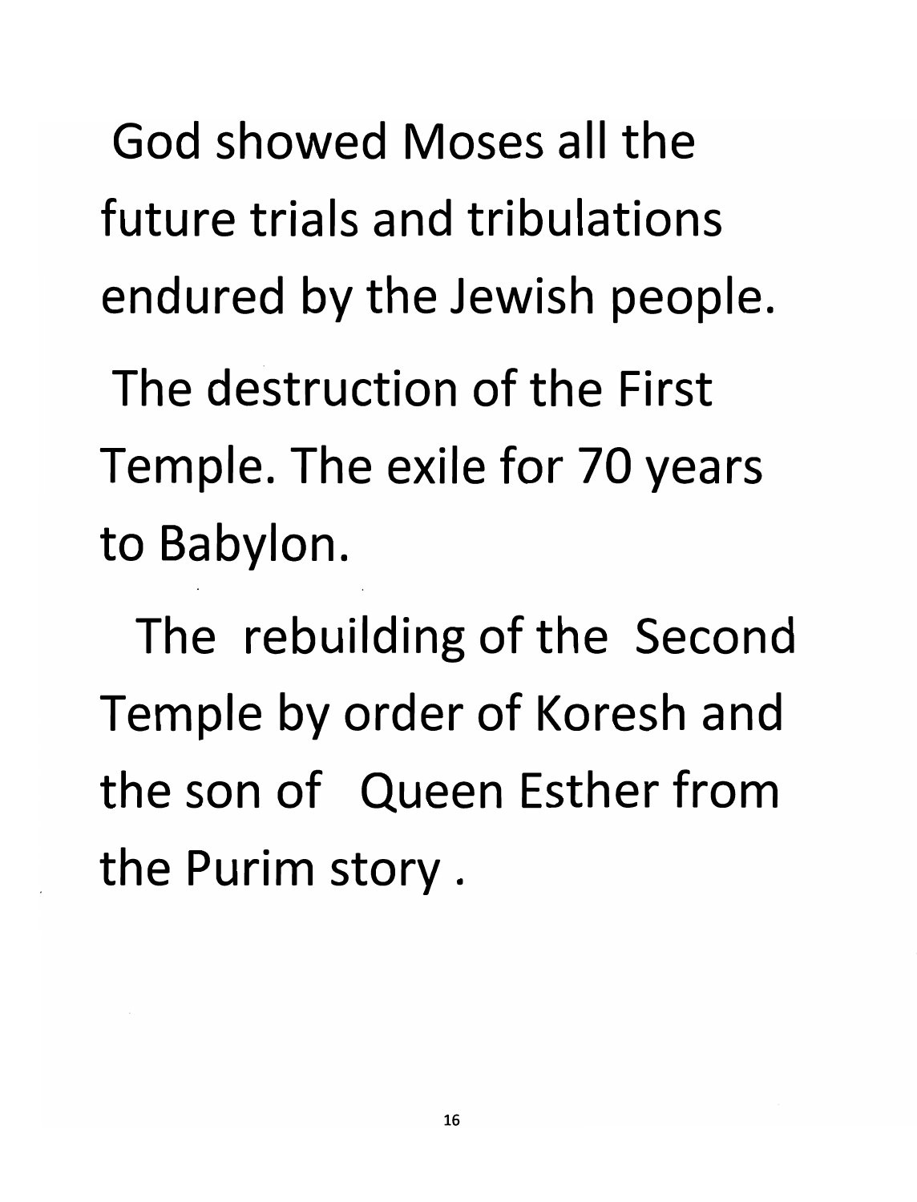God showed Moses all the future trials and tribulations endured by the Jewish people.

The destruction of the First Temple. The exile for 70 years to Babylon.

The rebuilding of the Second Temple by order of Koresh and the son of Queen Esther from the Purim story .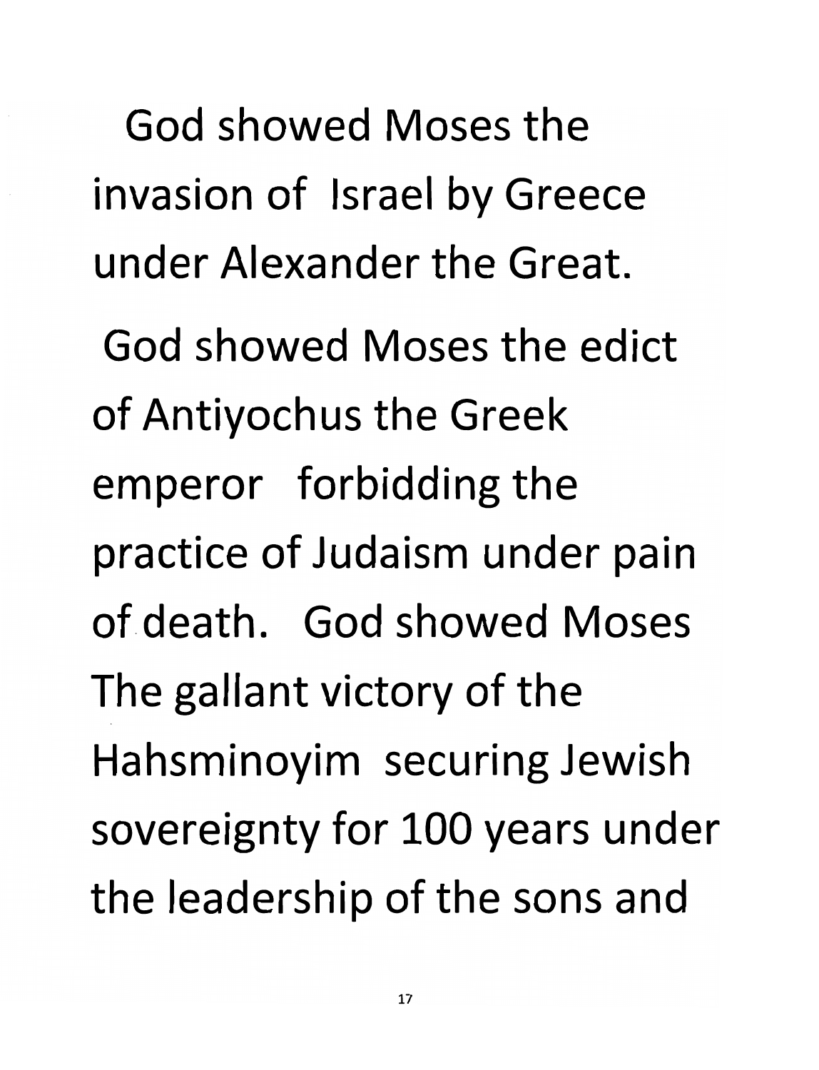God showed Moses the invasion of Israel by Greece under Alexander the Great.

God showed Moses the edict of Antiyochus the Greek emperor forbidding the practice of Judaism under pain of death. God showed Moses The gallant victory of the Hahsminoyim securing Jewish sovereignty for 100 years under the leadership of the sons and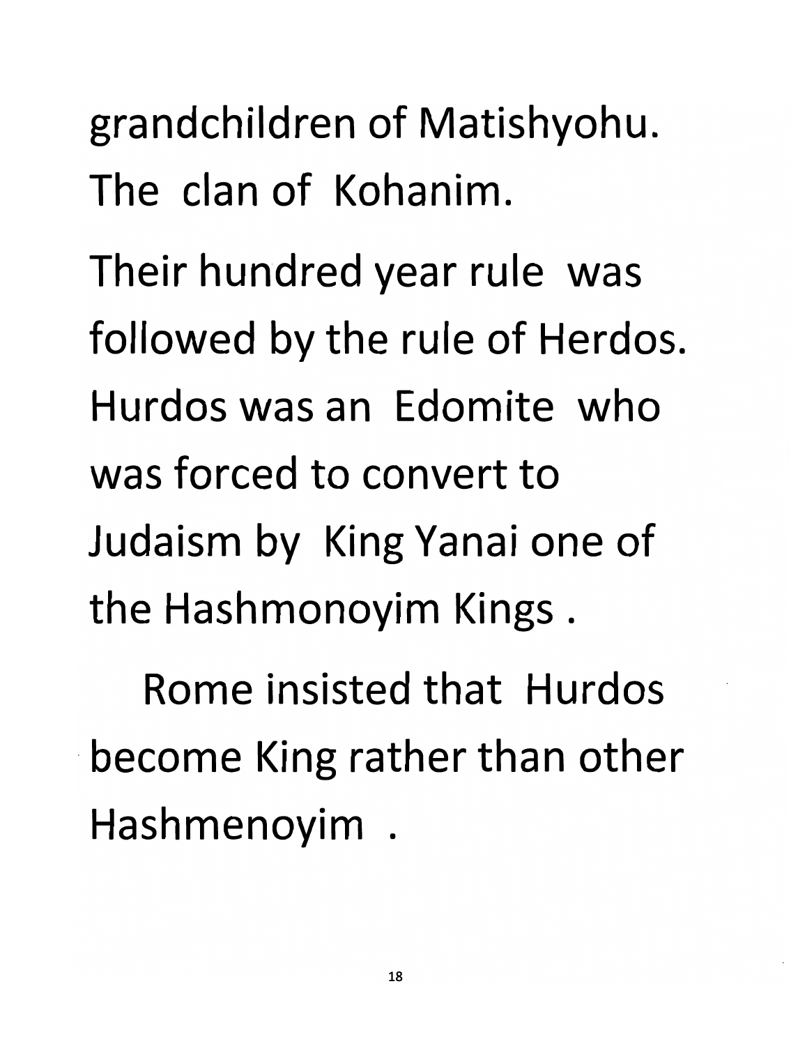grandchildren of Matishyohu. The clan of Kohanim.

Their hundred year rule was followed by the rule of Herdos. Hurdos was an Edomite who was forced to convert to Judaism by King Yanai one of the Hashmonoyim Kings .

Rome insisted that Hurdos become King rather than other Hashmenoyim .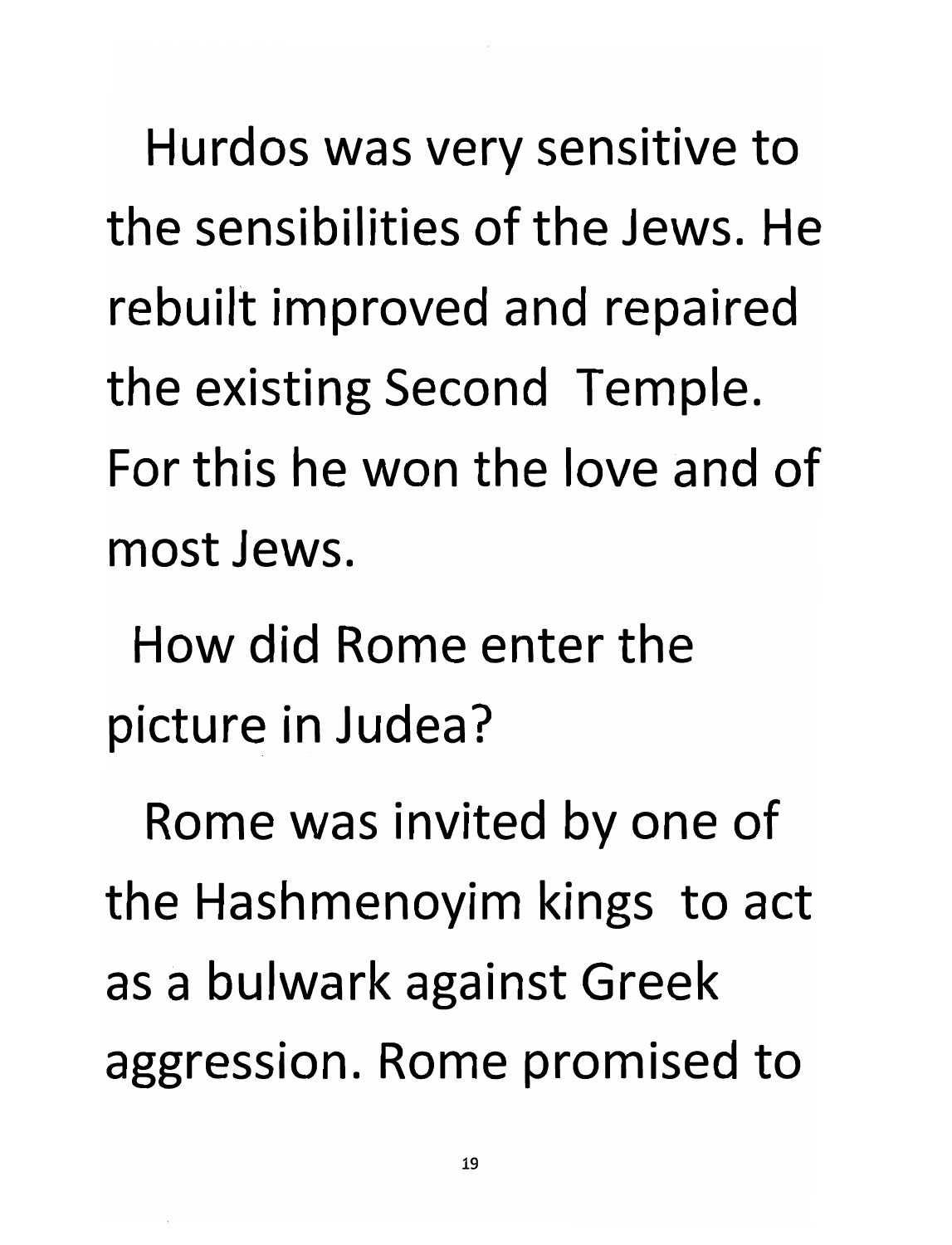Hurdos was very sensitive to the sensibilities of the Jews. He rebuilt improved and repaired the existing Second Temple. For this he won the love and of most Jews.

How did Rome enter the picture in Judea?

Rome was invited by one of the Hashmenoyim kings to act as a bulwark against Greek aggression. Rome promised to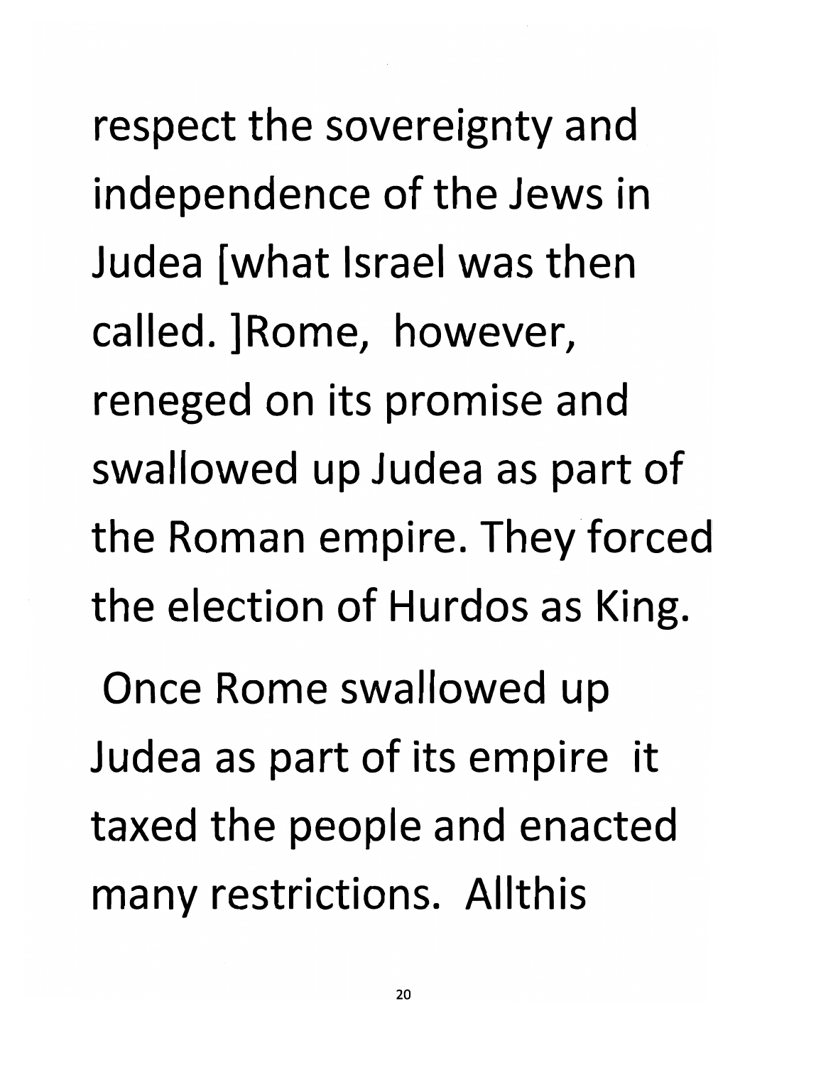respect the sovereignty and independence of the Jews in Judea [what Israel was then called. ]Rome, however, reneged on its promise and swallowed up Judea as part of the Roman empire. They forced the election of Hurdos as King.

Once Rome swallowed up Judea as part of its empire it taxed the people and enacted many restrictions. Allthis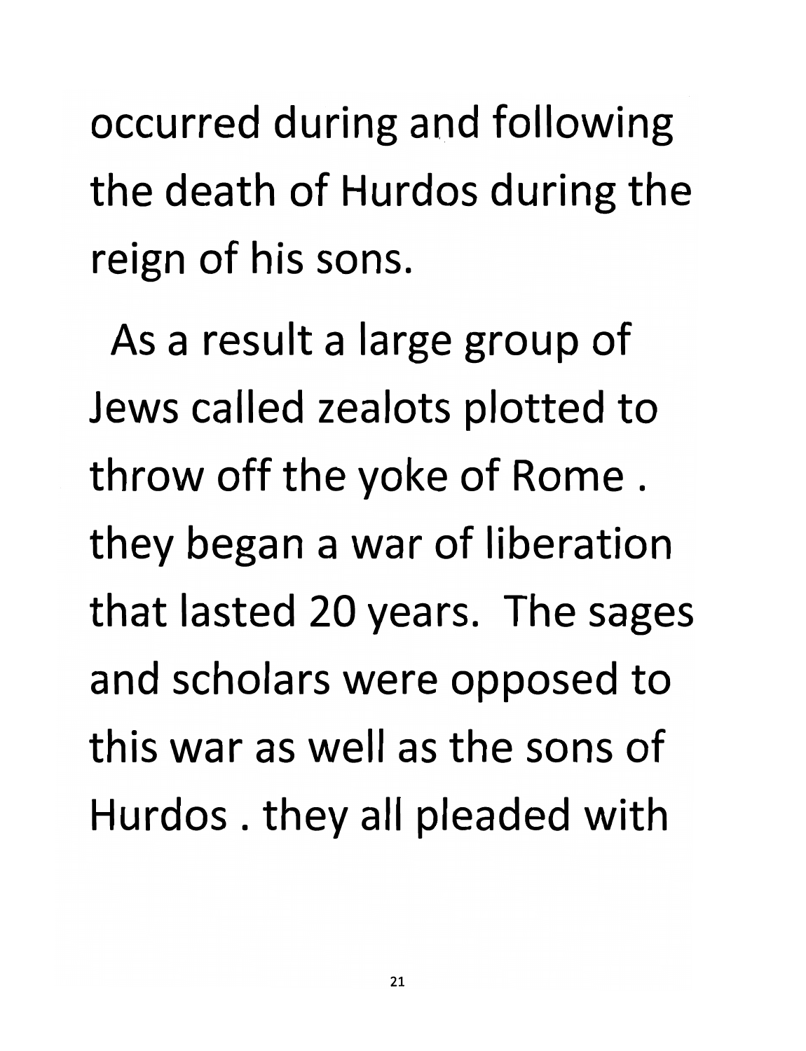occurred during and following the death of Hurdos during the reign of his sons.

As a result a large group of Jews called zealots plotted to throw off the yoke of Rome . they began a war of liberation that lasted 20 years. The sages and scholars were opposed to this war as well as the sons of Hurdos . they all pleaded with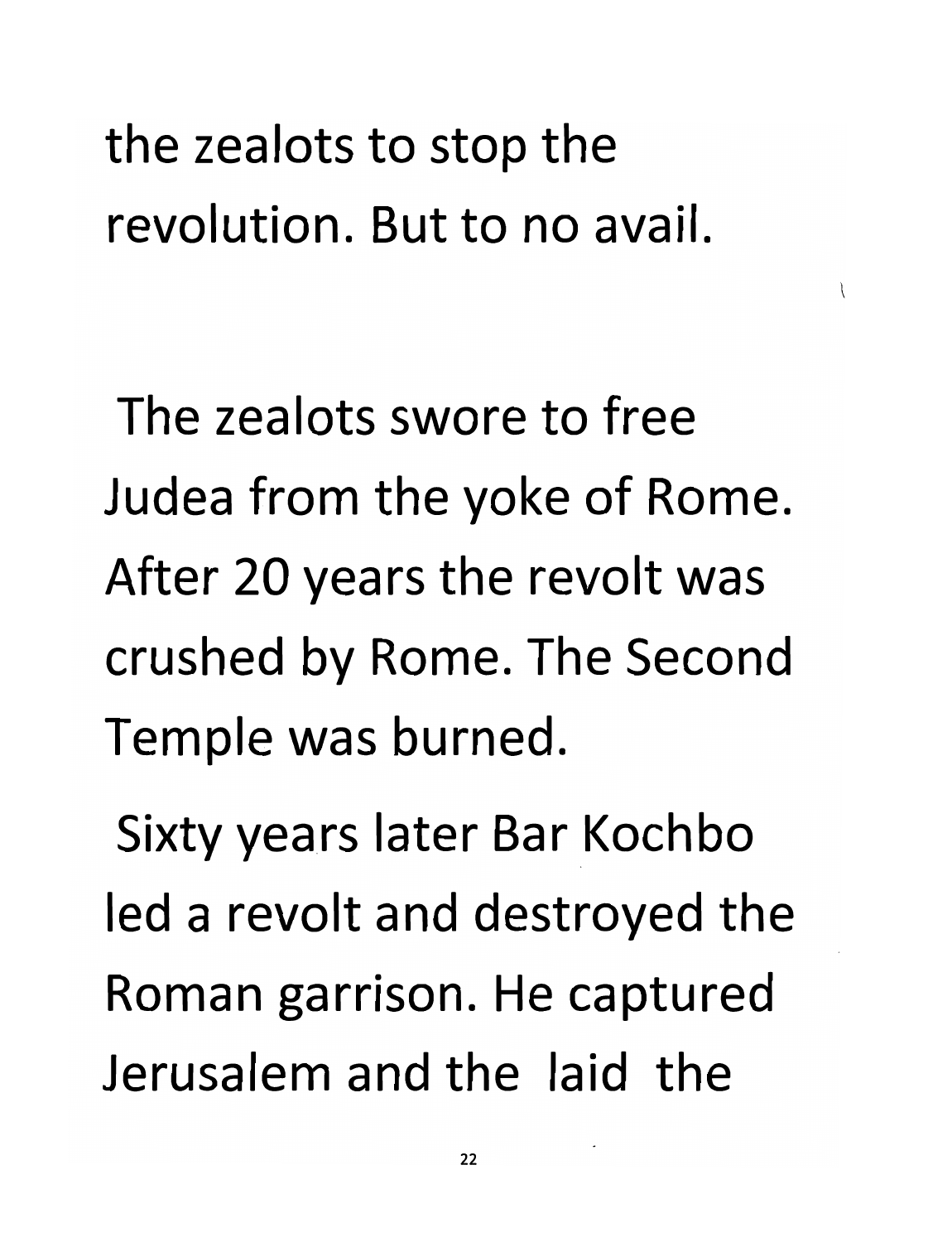the zealots to stop the revolution. But to no avail.

The zealots swore to free Judea from the yoke of Rome. After 20 years the revolt was crushed by Rome. The Second Temple was burned.

Sixty years later Bar Kochbo led a revolt and destroyed the Roman garrison. He captured Jerusalem and the laid the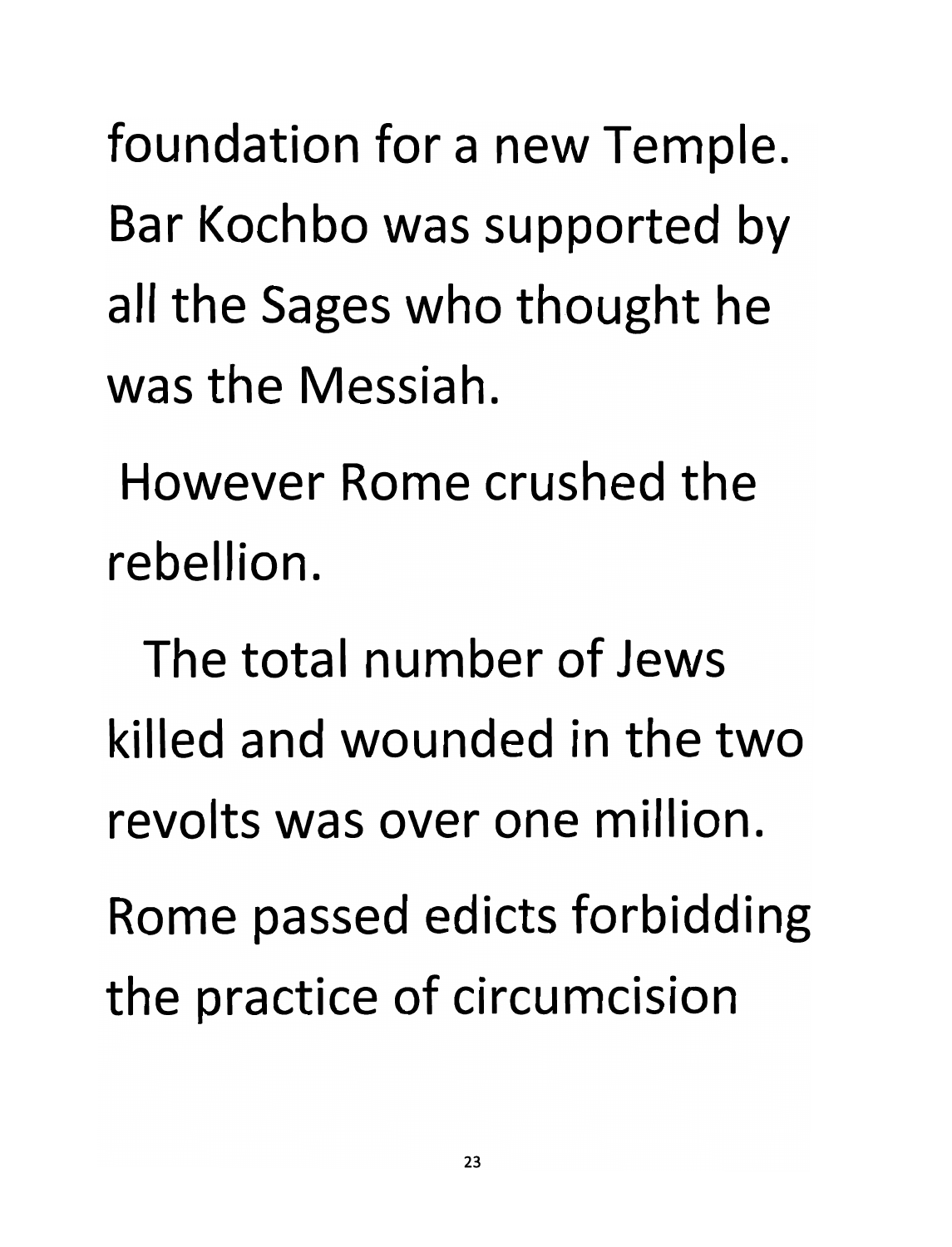foundation for a new Temple. Bar Kochbo was supported by all the Sages who thought he was the Messiah.

However Rome crushed the rebellion.

The total number of Jews killed and wounded in the two revolts was over one million. Rome passed edicts forbidding the practice of circumcision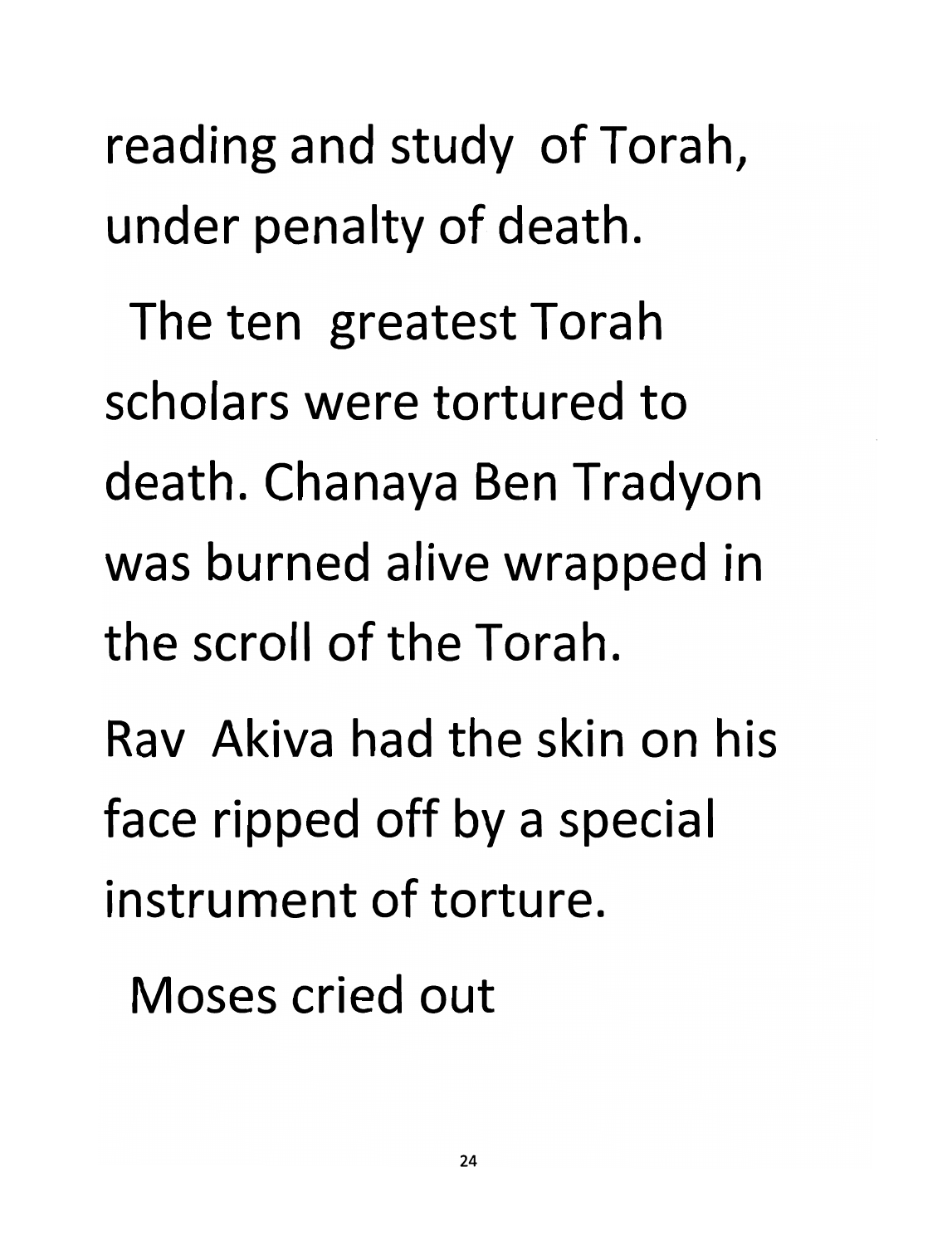reading and study of Torah, under penalty of death.

The ten greatest Torah scholars were tortured to death. Chanaya Ben Tradyon was burned alive wrapped in the scroll of the Torah.

Rav Akiva had the skin on his face ripped off by a special instrument of torture.

Moses cried out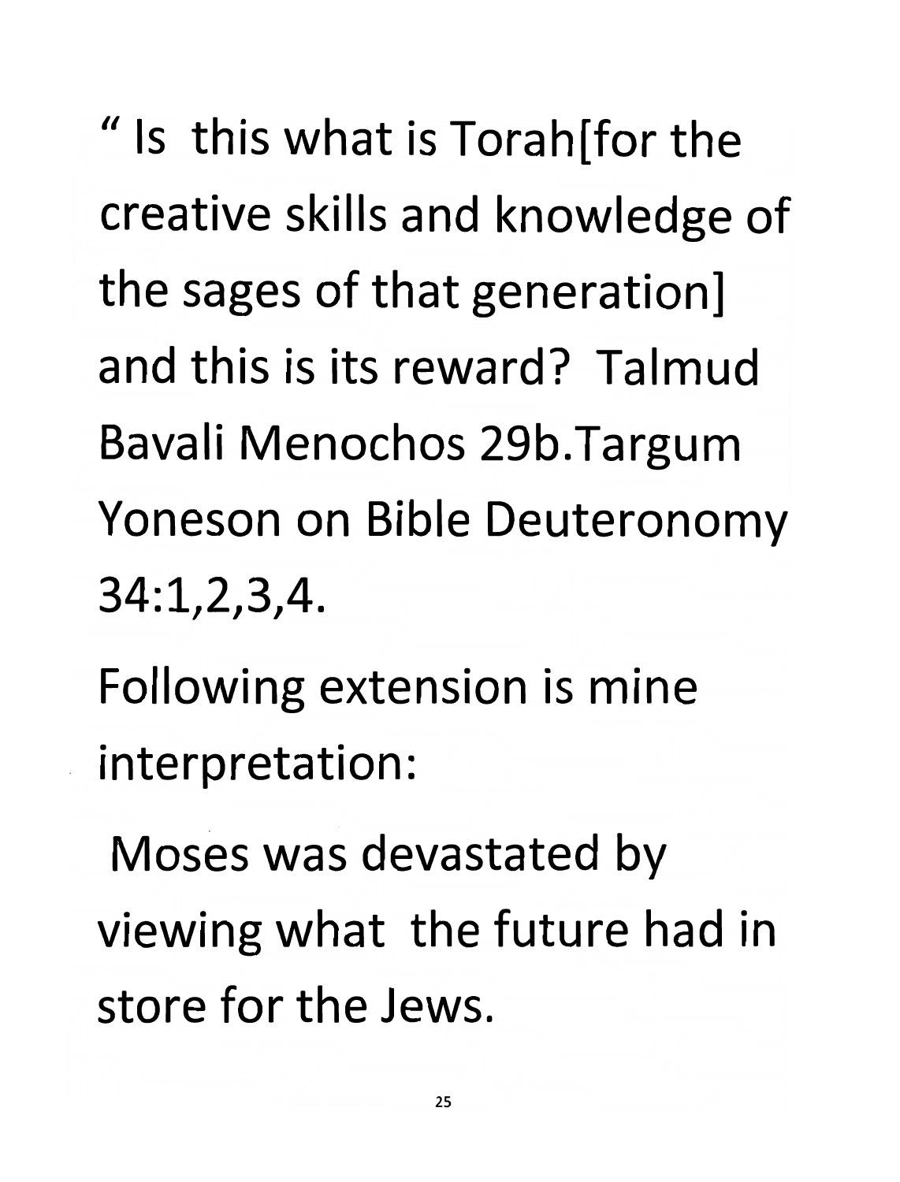" Is this what is Torah[for the creative skills and knowledge of the sages of that generation] and this is its reward? Talmud Bavali Menochos 29b.Targum Yoneson on Bible Deuteronomy 34:1,2,3,4.

Following extension is mine interpretation:

Moses was devastated by viewing what the future had in store for the Jews.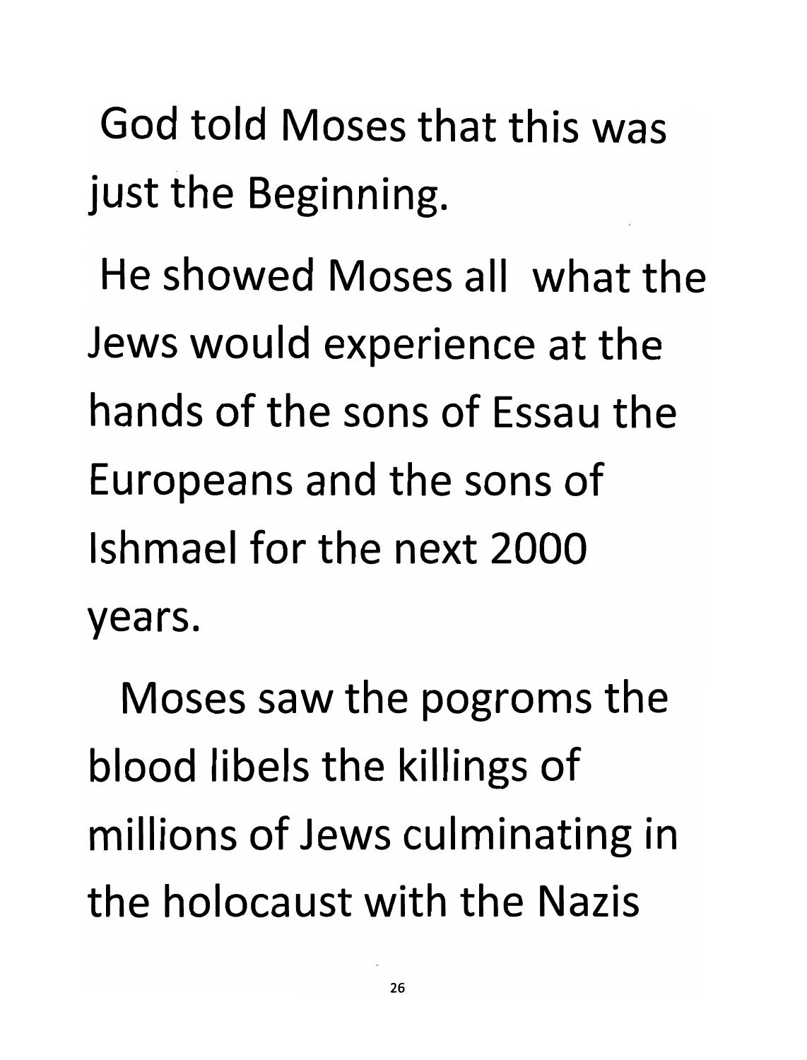God told Moses that this was just the Beginning.

He showed Moses all what the Jews would experience at the hands of the sons of Essau the Europeans and the sons of Ishmael for the next 2000 years.

Moses saw the pogroms the blood libels the killings of millions of Jews culminating in the holocaust with the Nazis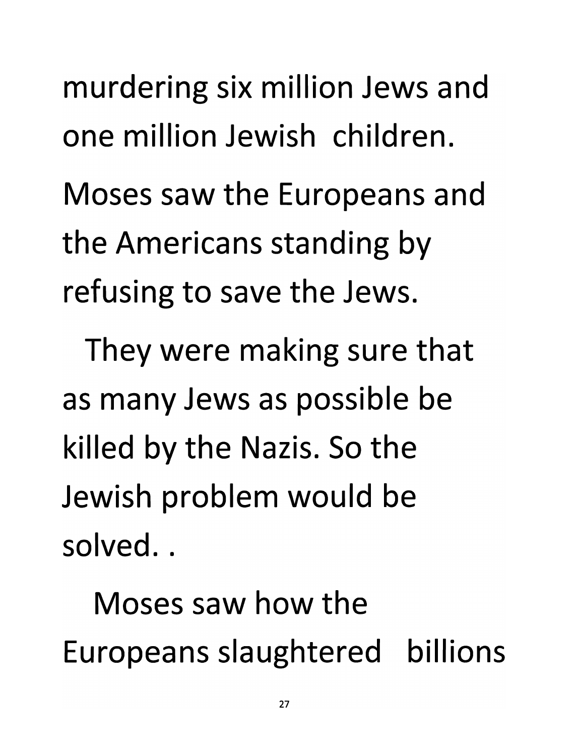murdering six million Jews and one million Jewish children.

Moses saw the Europeans and the Americans standing by refusing to save the Jews.

They were making sure that as many Jews as possible be killed by the Nazis. So the Jewish problem would be solved. .

Moses saw how the Europeans slaughtered billions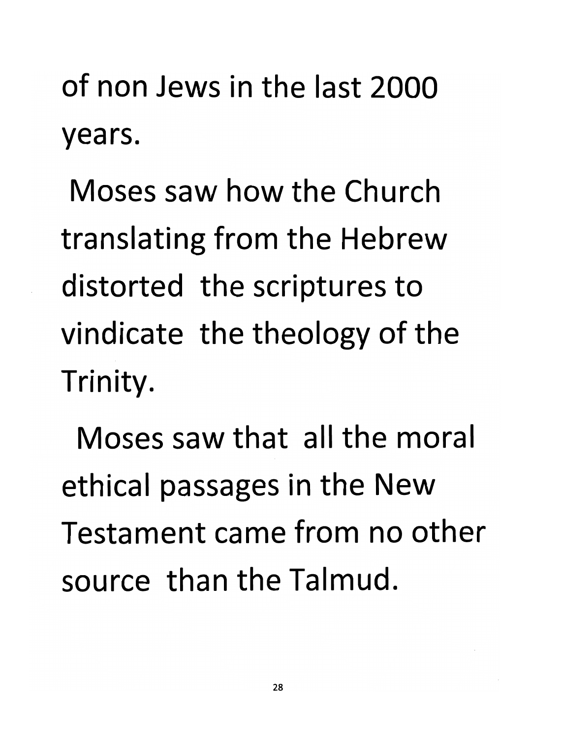of non Jews in the last 2000 years.

Moses saw how the Church translating from the Hebrew distorted the scriptures to vindicate the theology of the Trinity.

Moses saw that all the moral ethical passages in the New Testament came from no other source than the Talmud.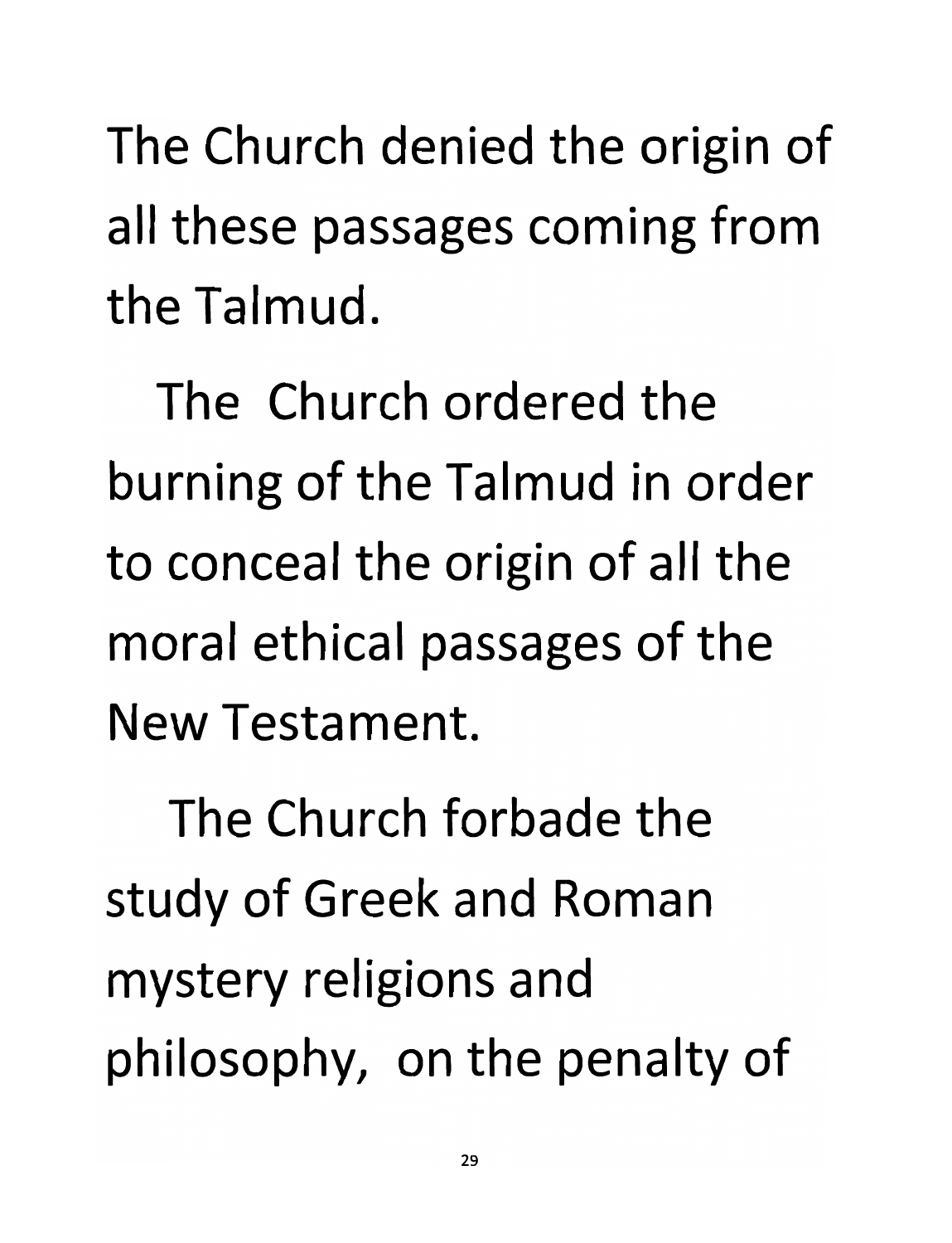The Church denied the origin of all these passages coming from the Talmud.

The Church ordered the burning of the Talmud in order to conceal the origin of all the moral ethical passages of the New Testament.

The Church forbade the study of Greek and Roman mystery religions and philosophy, on the penalty of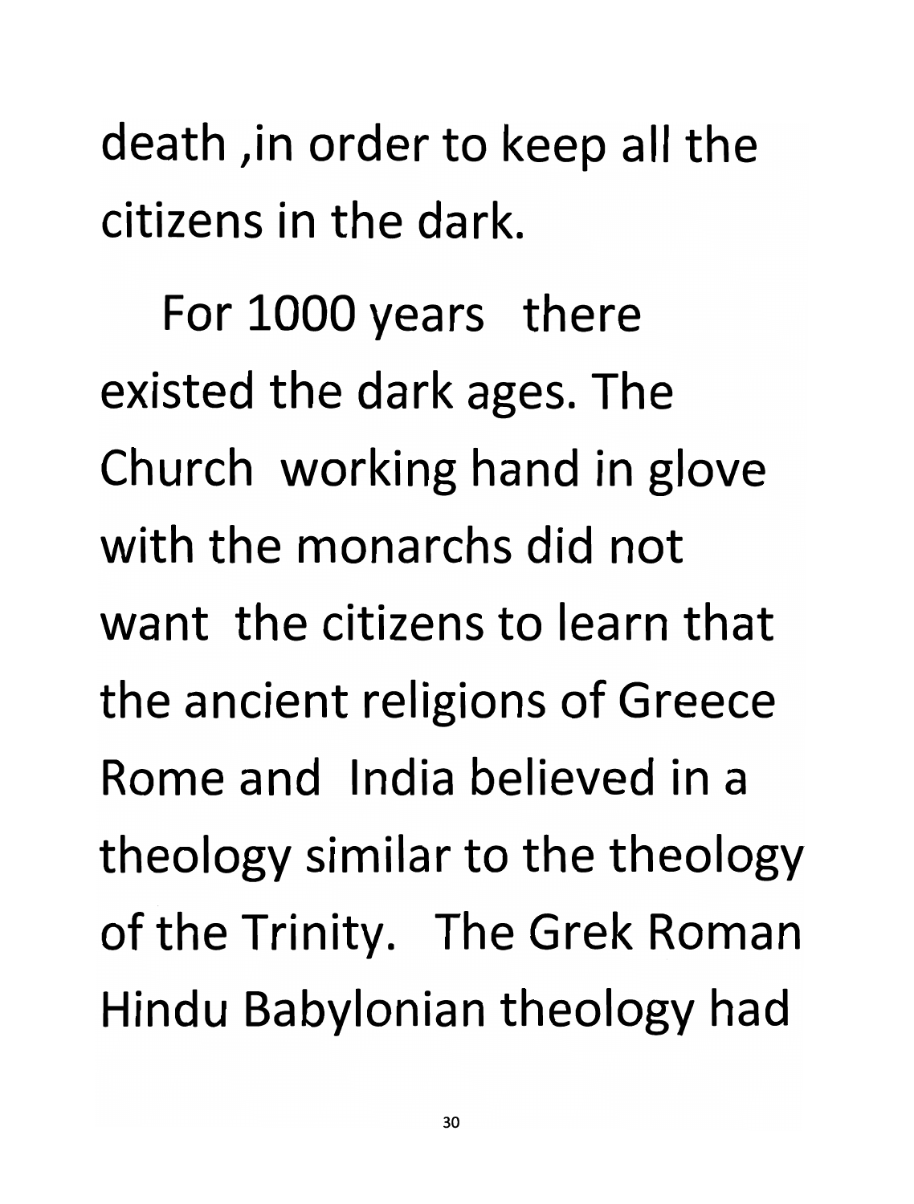death ,in order to keep all the citizens in the dark.

For 1000 years there existed the dark ages. The Church working hand in glove with the monarchs did not want the citizens to learn that the ancient religions of Greece Rome and India believed in a theology similar to the theology of the Trinity. The Grek Roman Hindu Babylonian theology had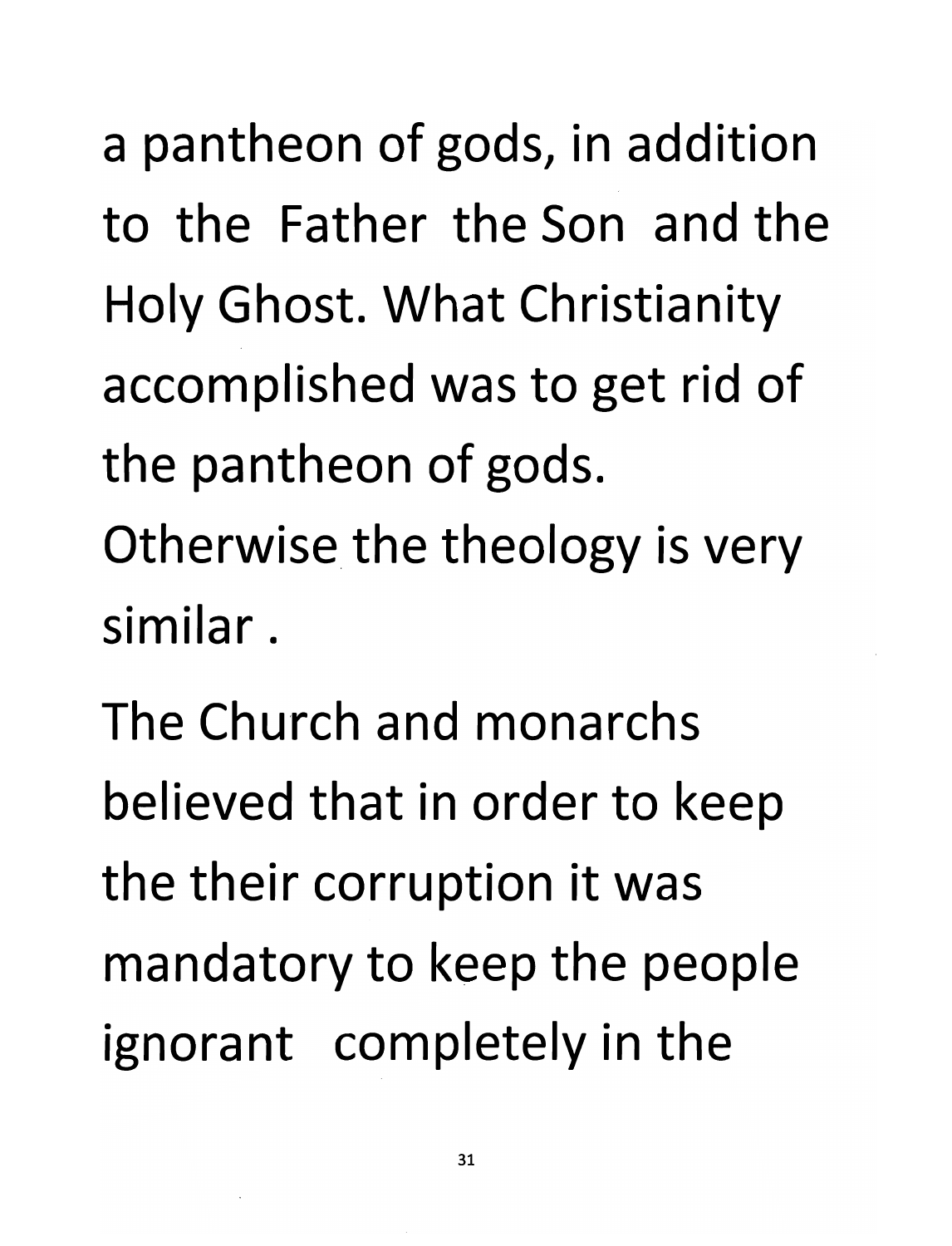a pantheon of gods, in addition to the Father the Son and the Holy Ghost. What Christianity accomplished was to get rid of the pantheon of gods. Otherwise the theology is very similar .

The Church and monarchs believed that in order to keep the their corruption it was mandatory to keep the people ignorant completely in the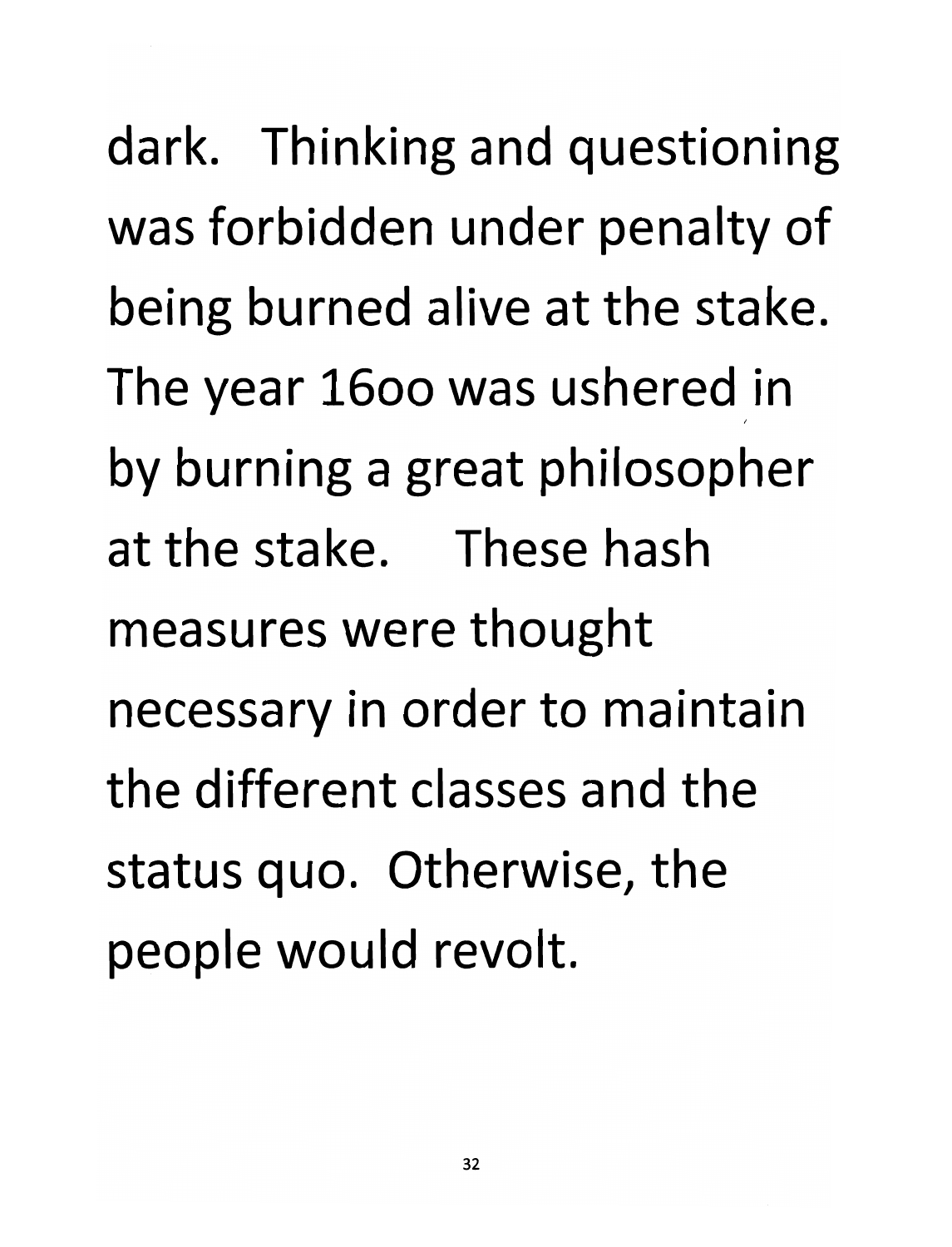dark. Thinking and questioning was forbidden under penalty of being burned alive at the stake. The year 16oo was ushered in by burning a great philosopher at the stake. These hash measures were thought necessary in order to maintain the different classes and the status quo. Otherwise, the people would revolt.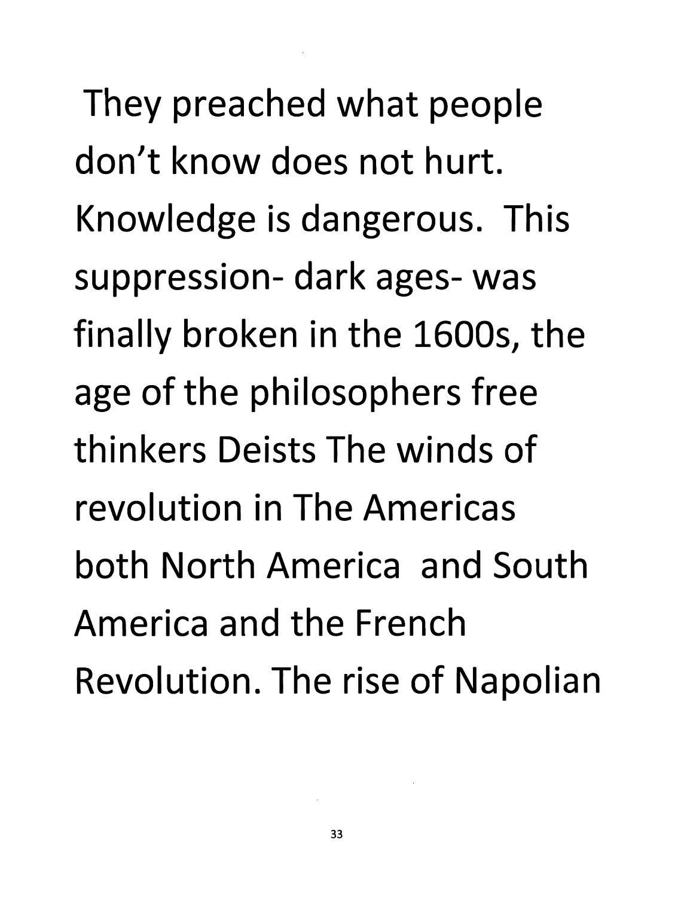They preached what people don't know does not hurt. Knowledge is dangerous. This suppression- dark ages- was finally broken in the 1600s, the age of the philosophers free thinkers Deists The winds of revolution in The Americas both North America and South America and the French Revolution. The rise of Napolian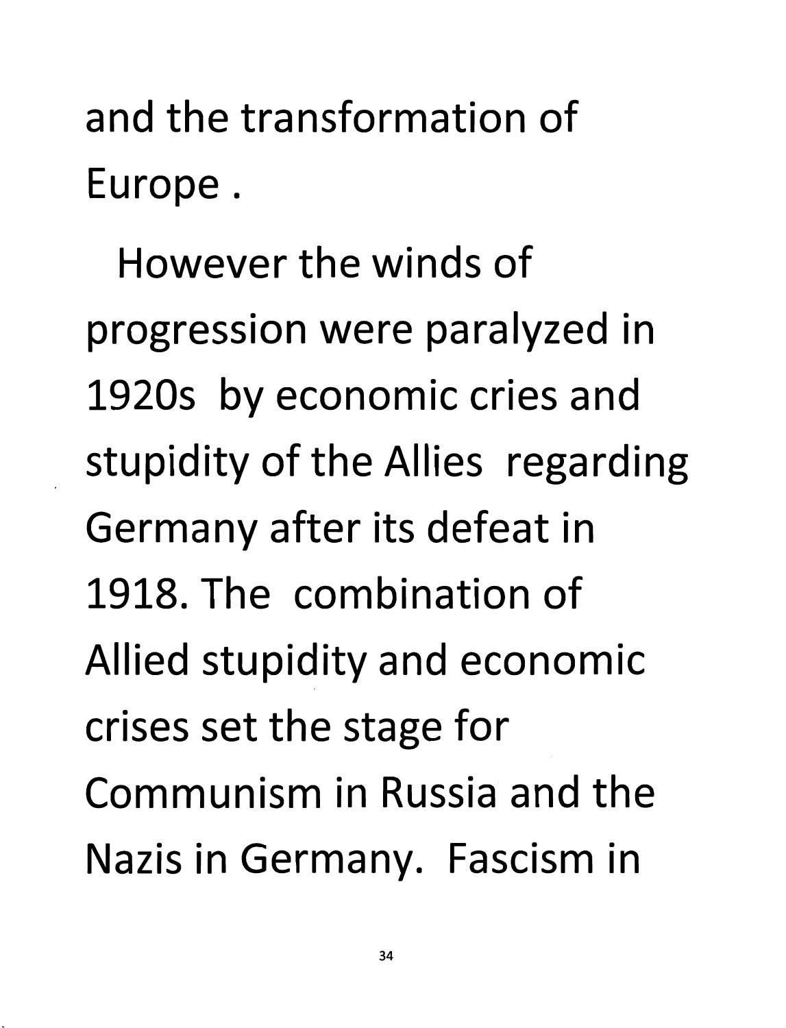and the transformation of Europe .

However the winds of progression were paralyzed in 1920s by economic cries and stupidity of the Allies regarding Germany after its defeat in 1918. The combination of Allied stupidity and economic crises set the stage for Communism in Russia and the Nazis in Germany. Fascism in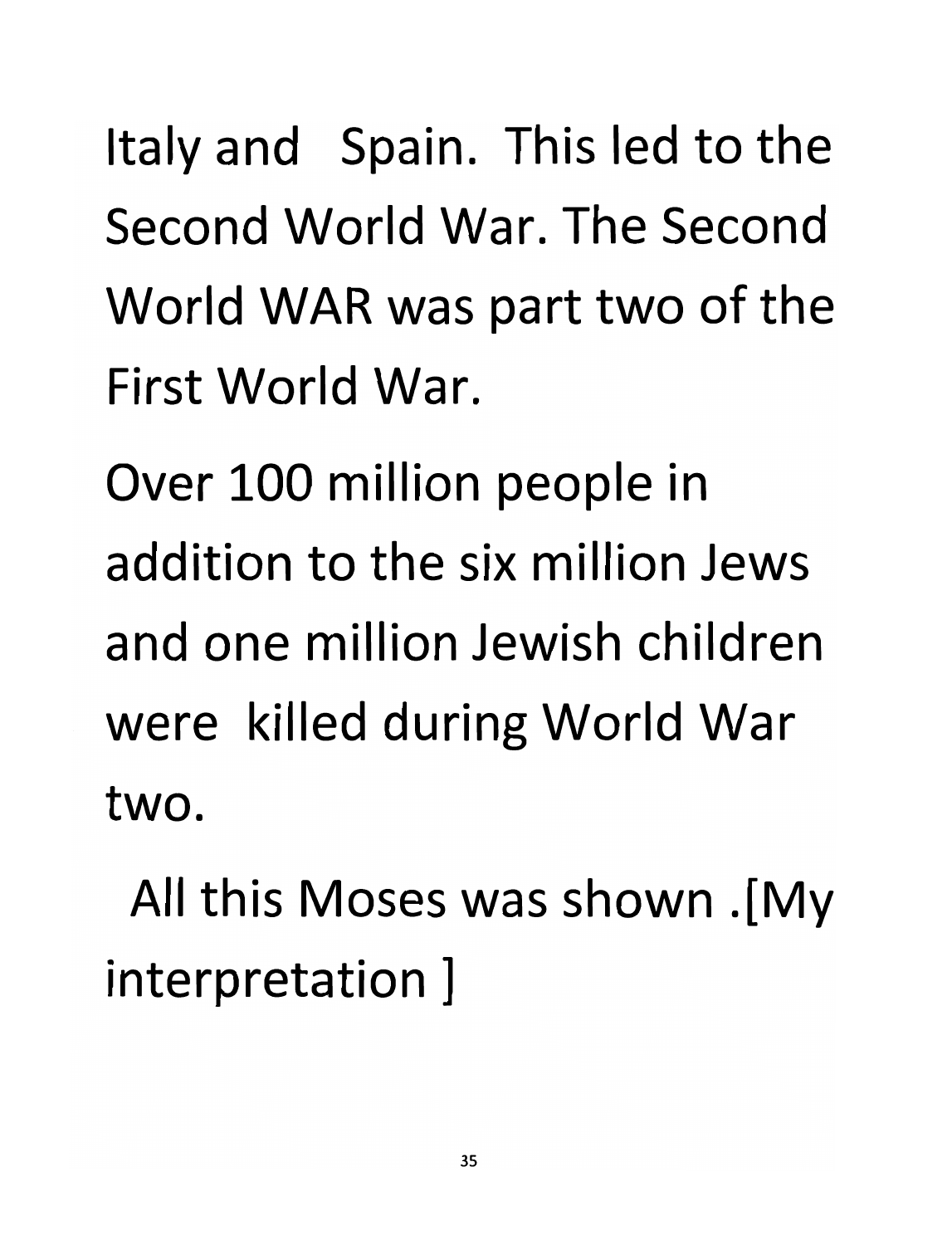Italy and Spain. This led to the Second World War. The Second World WAR was part two of the First World War.

Over 100 million people in addition to the six million Jews and one million Jewish children were killed during World War two.

All this Moses was shown .[My interpretation ]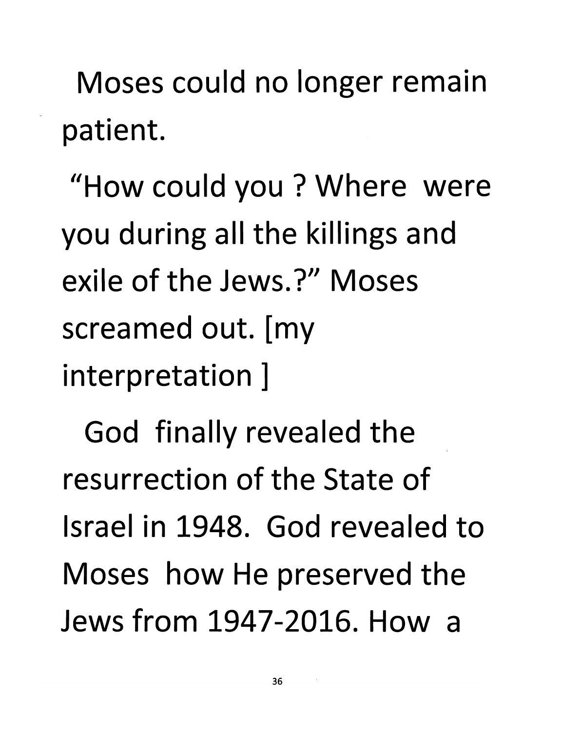Moses could no longer remain patient.

"How could you ? Where were you during all the killings and exile of the Jews.?" Moses screamed out. [my interpretation ]

God finally revealed the resurrection of the State of Israel in 1948. God revealed to Moses how He preserved the Jews from 1947-2016. How a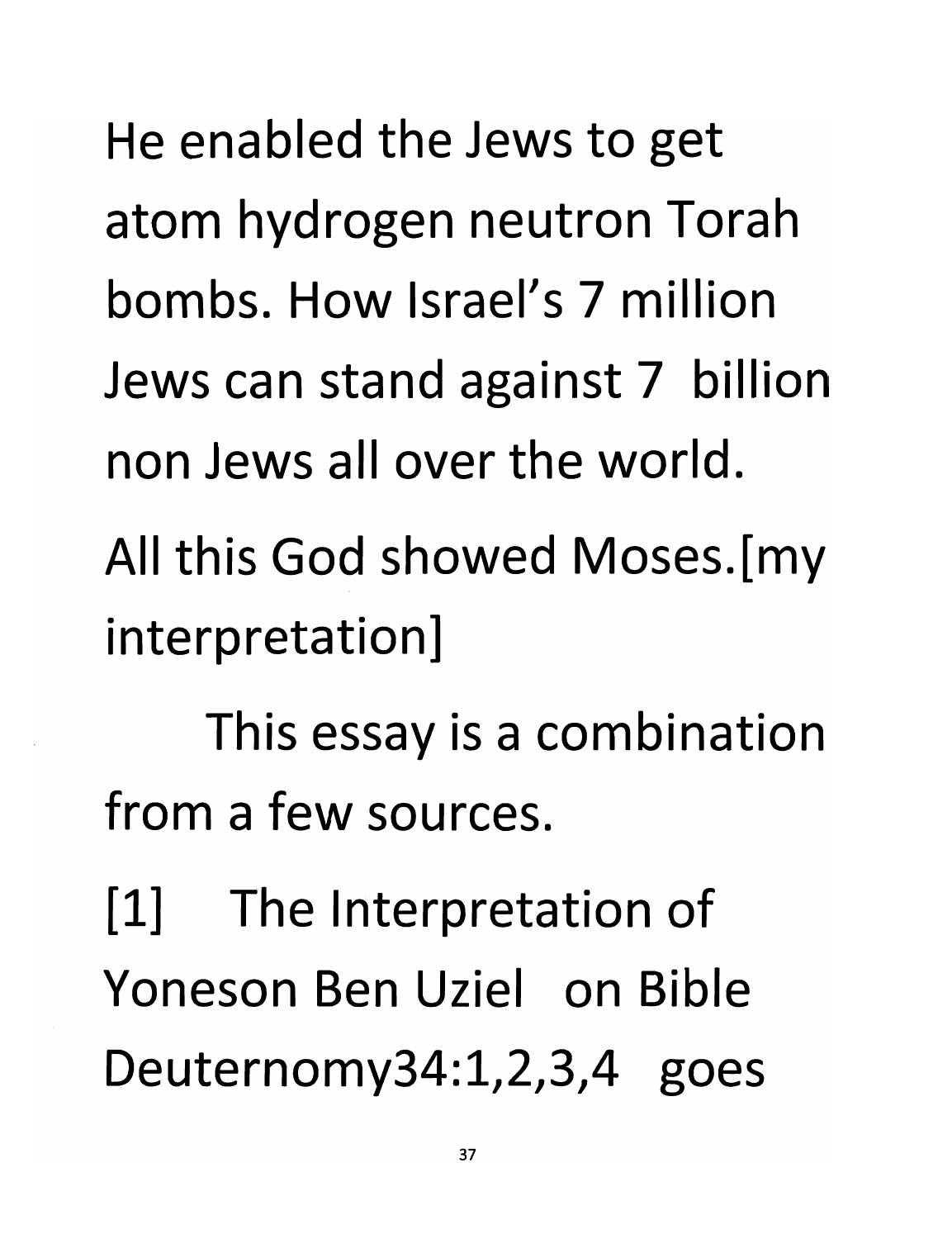He enabled the Jews to get atom hydrogen neutron Torah bombs. How Israel's 7 million Jews can stand against 7 billion non Jews all over the world.

All this God showed Moses.[my interpretation]

This essay is a combination from a few sources.

[1] The Interpretation of Yoneson Ben Uziel on Bible Deuternomy34:1,2,3,4 goes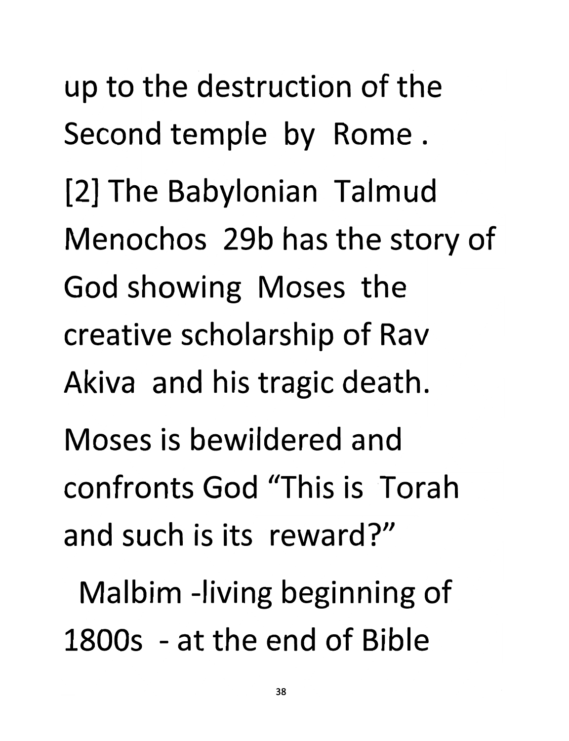up to the destruction of the Second temple by Rome .

[2] The Babylonian Talmud Menochos 29b has the story of God showing Moses the creative scholarship of Rav Akiva and his tragic death. Moses is bewildered and confronts God "This is Torah and such is its reward?"

Malbim -living beginning of 1800s - at the end of Bible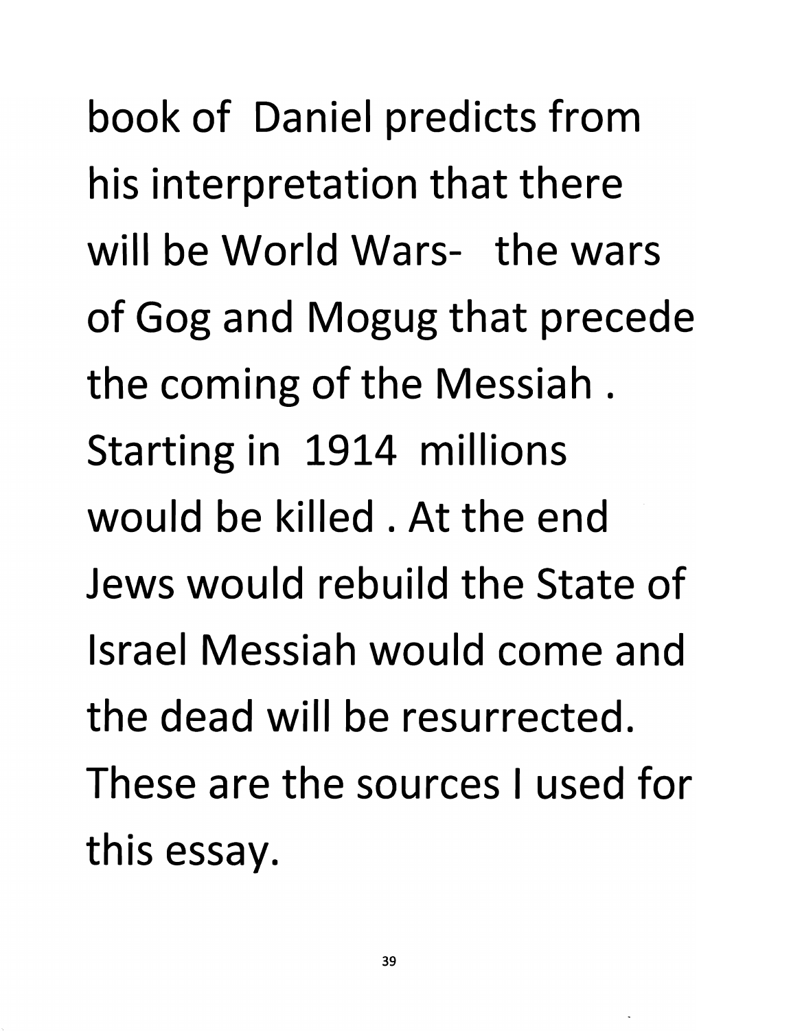book of Daniel predicts from his interpretation that there will be World Wars- the wars of Gog and Mogug that precede the coming of the Messiah . Starting in 1914 millions would be killed . At the end Jews would rebuild the State of Israel Messiah would come and the dead will be resurrected. These are the sources I used for this essay.